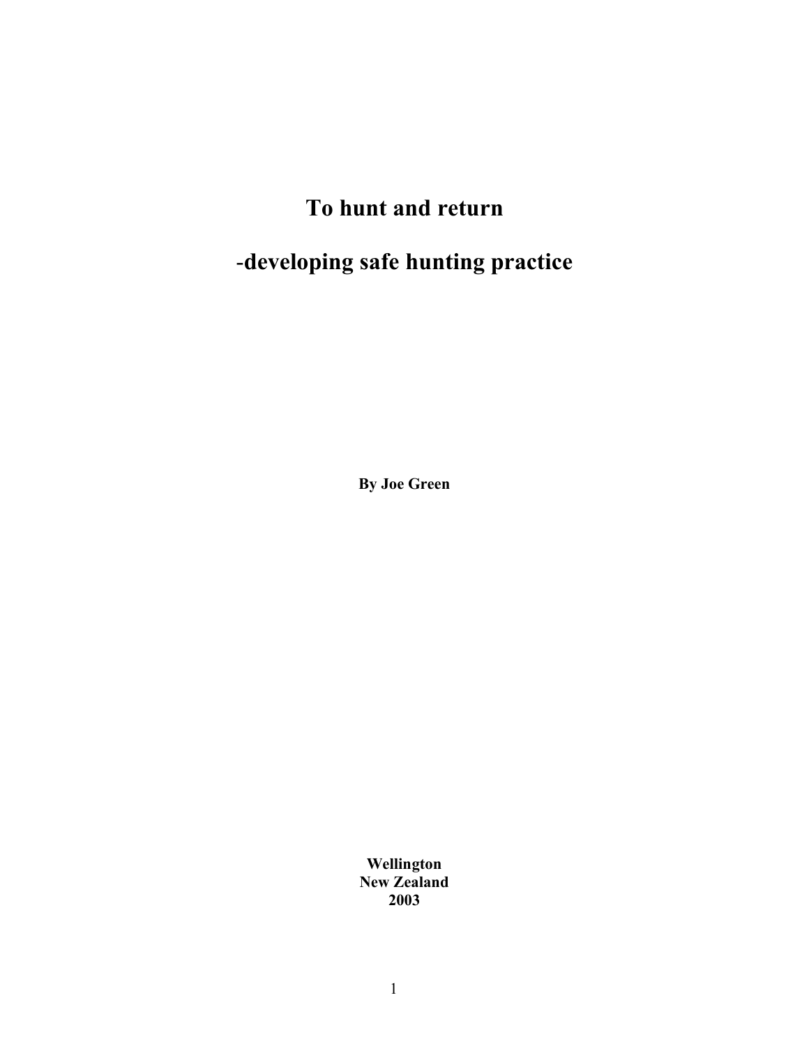# To hunt and return

# -developing safe hunting practice

**By Joe Green**

**Wellington**
**New Zealand**
**2003**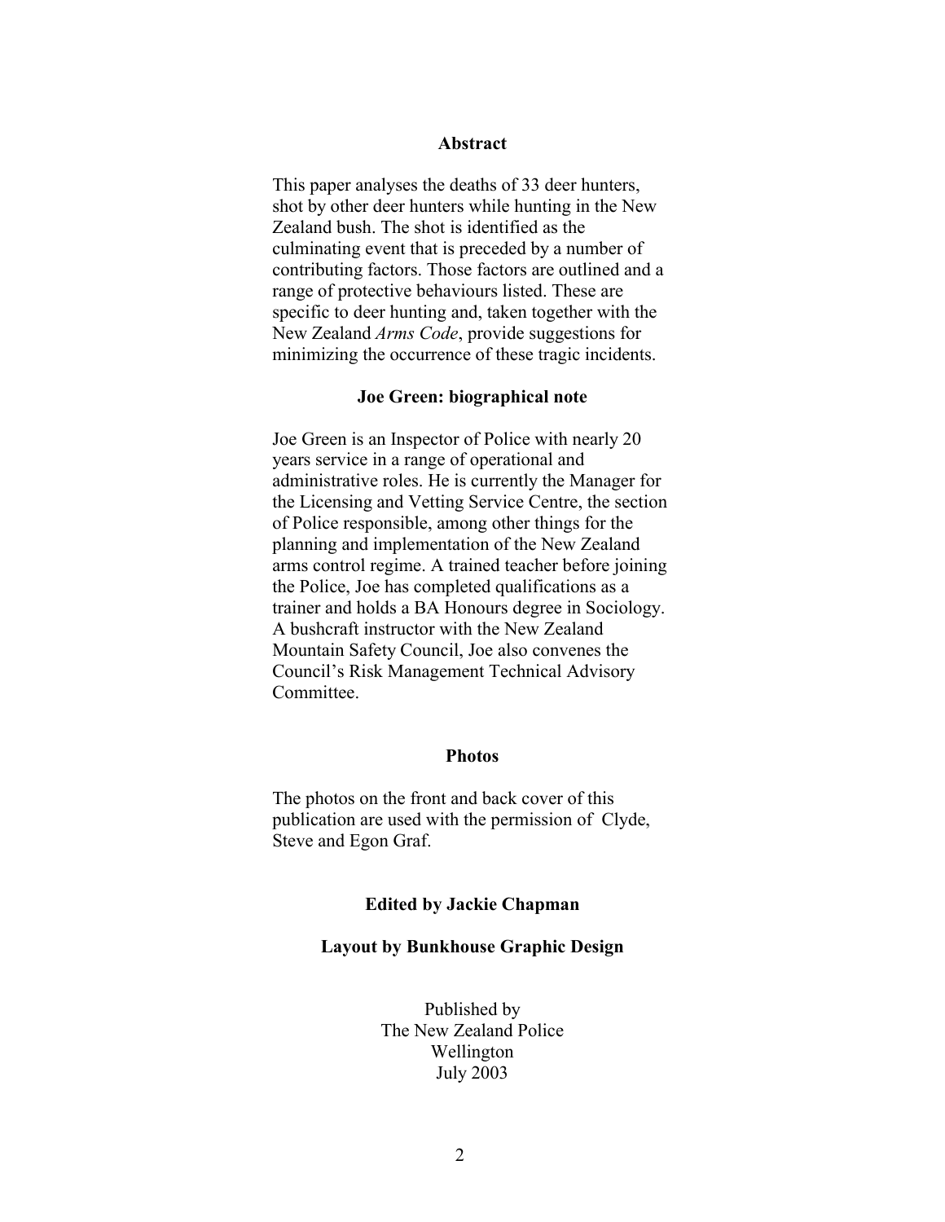## Abstract

This paper analyses the deaths of 33 deer hunters, shot by other deer hunters while hunting in the New Zealand bush. The shot is identified as the culminating event that is preceded by a number of contributing factors. Those factors are outlined and a range of protective behaviours listed. These are specific to deer hunting and, taken together with the New Zealand *Arms Code*, provide suggestions for minimizing the occurrence of these tragic incidents.

## Joe Green: biographical note

Joe Green is an Inspector of Police with nearly 20 years service in a range of operational and administrative roles. He is currently the Manager for the Licensing and Vetting Service Centre, the section of Police responsible, among other things for the planning and implementation of the New Zealand arms control regime. A trained teacher before joining the Police, Joe has completed qualifications as a trainer and holds a BA Honours degree in Sociology. A bushcraft instructor with the New Zealand Mountain Safety Council, Joe also convenes the Council's Risk Management Technical Advisory Committee.

## Photos

The photos on the front and back cover of this publication are used with the permission of Clyde, Steve and Egon Graf.

**Edited by Jackie Chapman**

**Layout by Bunkhouse Graphic Design**

Published by
The New Zealand Police
Wellington
July 2003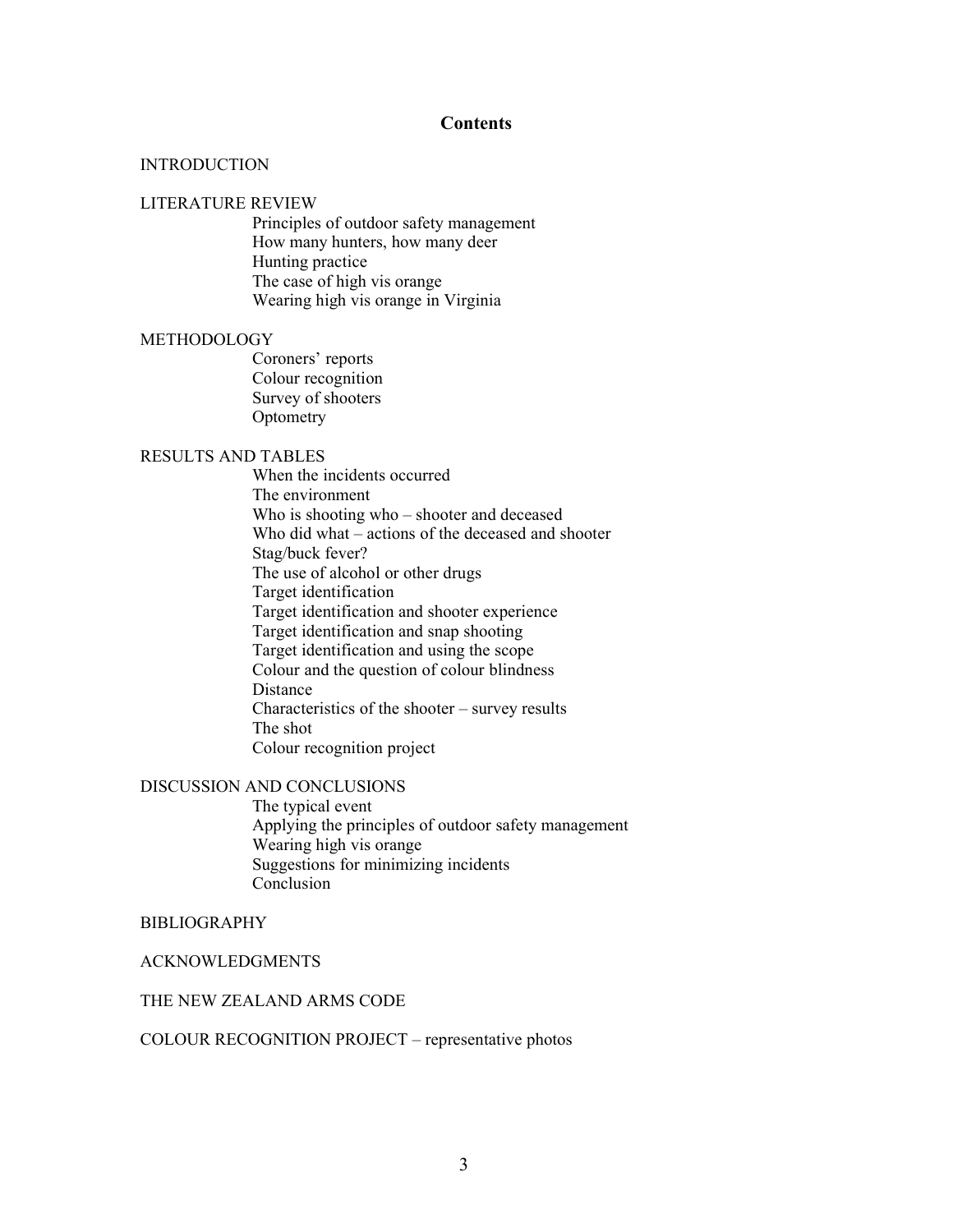## Contents

INTRODUCTION

LITERATURE REVIEW

- Principles of outdoor safety management
- How many hunters, how many deer
- Hunting practice
- The case of high vis orange
- Wearing high vis orange in Virginia

METHODOLOGY

- Coroners' reports
- Colour recognition
- Survey of shooters
- Optometry

RESULTS AND TABLES

- When the incidents occurred
- The environment
- Who is shooting who – shooter and deceased
- Who did what – actions of the deceased and shooter
- Stag/buck fever?
- The use of alcohol or other drugs
- Target identification
- Target identification and shooter experience
- Target identification and snap shooting
- Target identification and using the scope
- Colour and the question of colour blindness
- Distance
- Characteristics of the shooter – survey results
- The shot
- Colour recognition project

DISCUSSION AND CONCLUSIONS

- The typical event
- Applying the principles of outdoor safety management
- Wearing high vis orange
- Suggestions for minimizing incidents
- Conclusion

BIBLIOGRAPHY

ACKNOWLEDGMENTS

THE NEW ZEALAND ARMS CODE

COLOUR RECOGNITION PROJECT – representative photos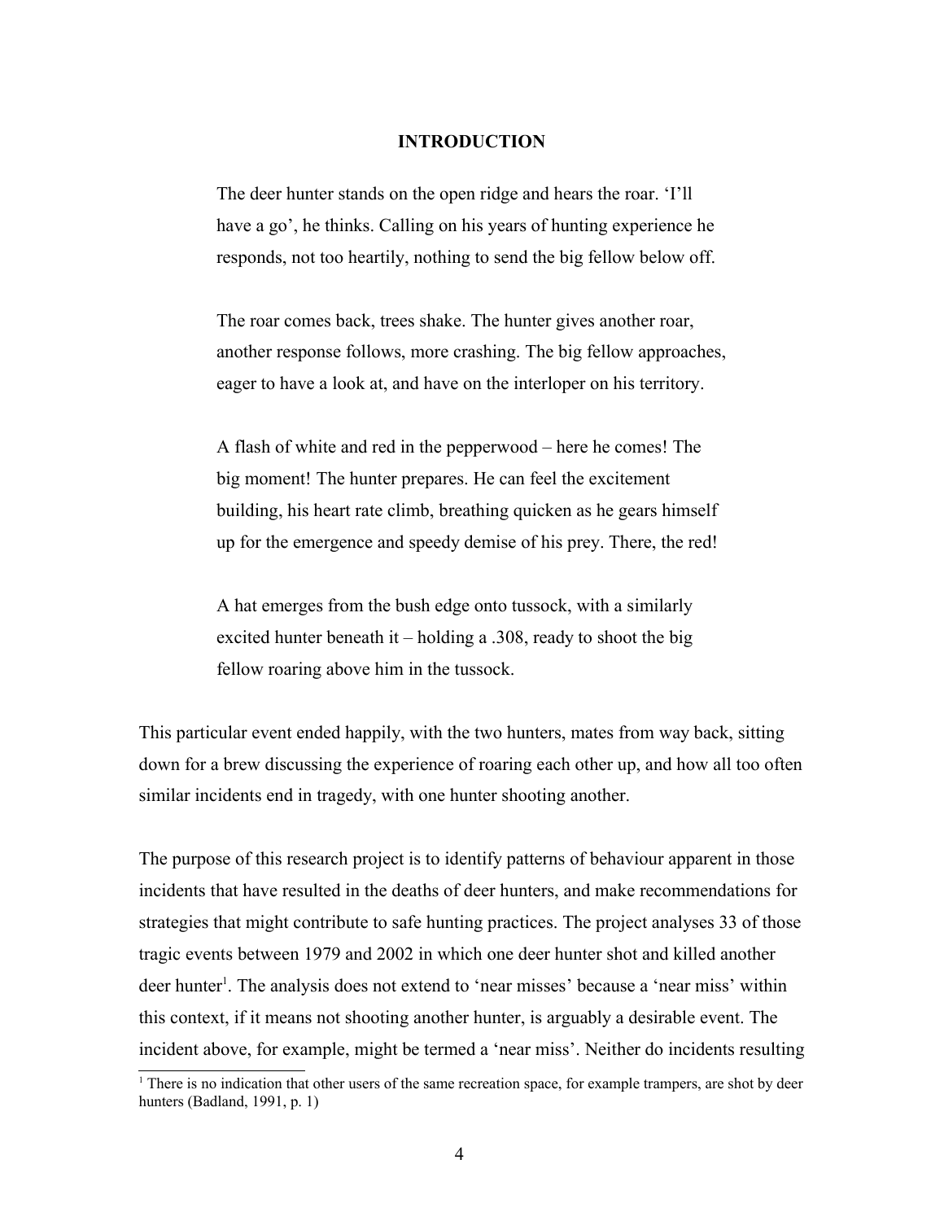# INTRODUCTION

> The deer hunter stands on the open ridge and hears the roar. 'I'll have a go', he thinks. Calling on his years of hunting experience he responds, not too heartily, nothing to send the big fellow below off.
>
> The roar comes back, trees shake. The hunter gives another roar, another response follows, more crashing. The big fellow approaches, eager to have a look at, and have on the interloper on his territory.
>
> A flash of white and red in the pepperwood – here he comes! The big moment! The hunter prepares. He can feel the excitement building, his heart rate climb, breathing quicken as he gears himself up for the emergence and speedy demise of his prey. There, the red!
>
> A hat emerges from the bush edge onto tussock, with a similarly excited hunter beneath it – holding a .308, ready to shoot the big fellow roaring above him in the tussock.

This particular event ended happily, with the two hunters, mates from way back, sitting down for a brew discussing the experience of roaring each other up, and how all too often similar incidents end in tragedy, with one hunter shooting another.

The purpose of this research project is to identify patterns of behaviour apparent in those incidents that have resulted in the deaths of deer hunters, and make recommendations for strategies that might contribute to safe hunting practices. The project analyses 33 of those tragic events between 1979 and 2002 in which one deer hunter shot and killed another deer hunter[1]. The analysis does not extend to 'near misses' because a 'near miss' within this context, if it means not shooting another hunter, is arguably a desirable event. The incident above, for example, might be termed a 'near miss'. Neither do incidents resulting

[1] There is no indication that other users of the same recreation space, for example trampers, are shot by deer hunters (Badland, 1991, p. 1)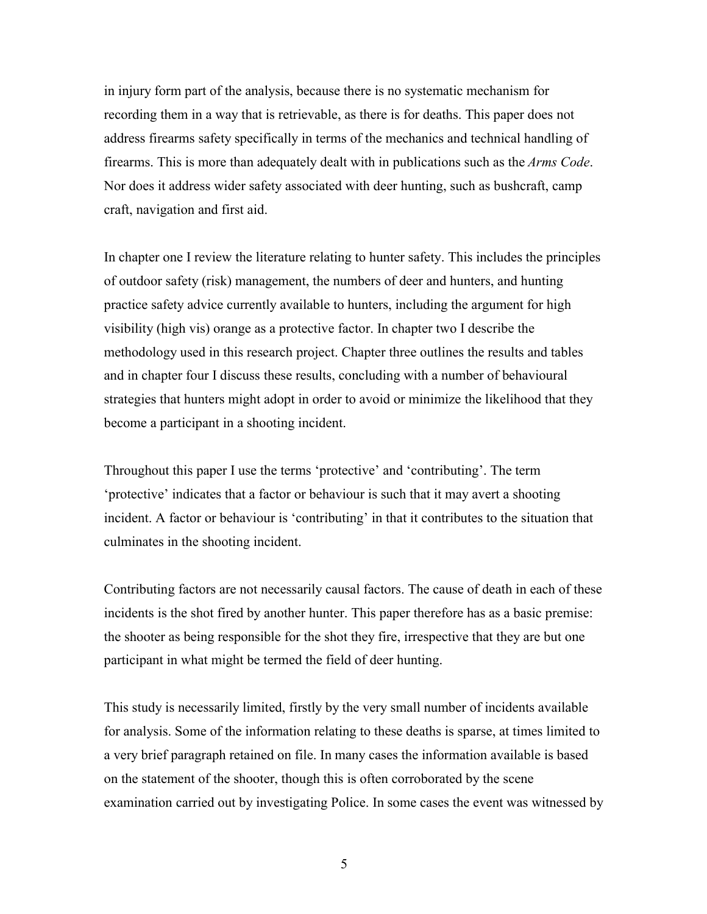in injury form part of the analysis, because there is no systematic mechanism for recording them in a way that is retrievable, as there is for deaths. This paper does not address firearms safety specifically in terms of the mechanics and technical handling of firearms. This is more than adequately dealt with in publications such as the *Arms Code*. Nor does it address wider safety associated with deer hunting, such as bushcraft, camp craft, navigation and first aid.

In chapter one I review the literature relating to hunter safety. This includes the principles of outdoor safety (risk) management, the numbers of deer and hunters, and hunting practice safety advice currently available to hunters, including the argument for high visibility (high vis) orange as a protective factor. In chapter two I describe the methodology used in this research project. Chapter three outlines the results and tables and in chapter four I discuss these results, concluding with a number of behavioural strategies that hunters might adopt in order to avoid or minimize the likelihood that they become a participant in a shooting incident.

Throughout this paper I use the terms 'protective' and 'contributing'. The term 'protective' indicates that a factor or behaviour is such that it may avert a shooting incident. A factor or behaviour is 'contributing' in that it contributes to the situation that culminates in the shooting incident.

Contributing factors are not necessarily causal factors. The cause of death in each of these incidents is the shot fired by another hunter. This paper therefore has as a basic premise: the shooter as being responsible for the shot they fire, irrespective that they are but one participant in what might be termed the field of deer hunting.

This study is necessarily limited, firstly by the very small number of incidents available for analysis. Some of the information relating to these deaths is sparse, at times limited to a very brief paragraph retained on file. In many cases the information available is based on the statement of the shooter, though this is often corroborated by the scene examination carried out by investigating Police. In some cases the event was witnessed by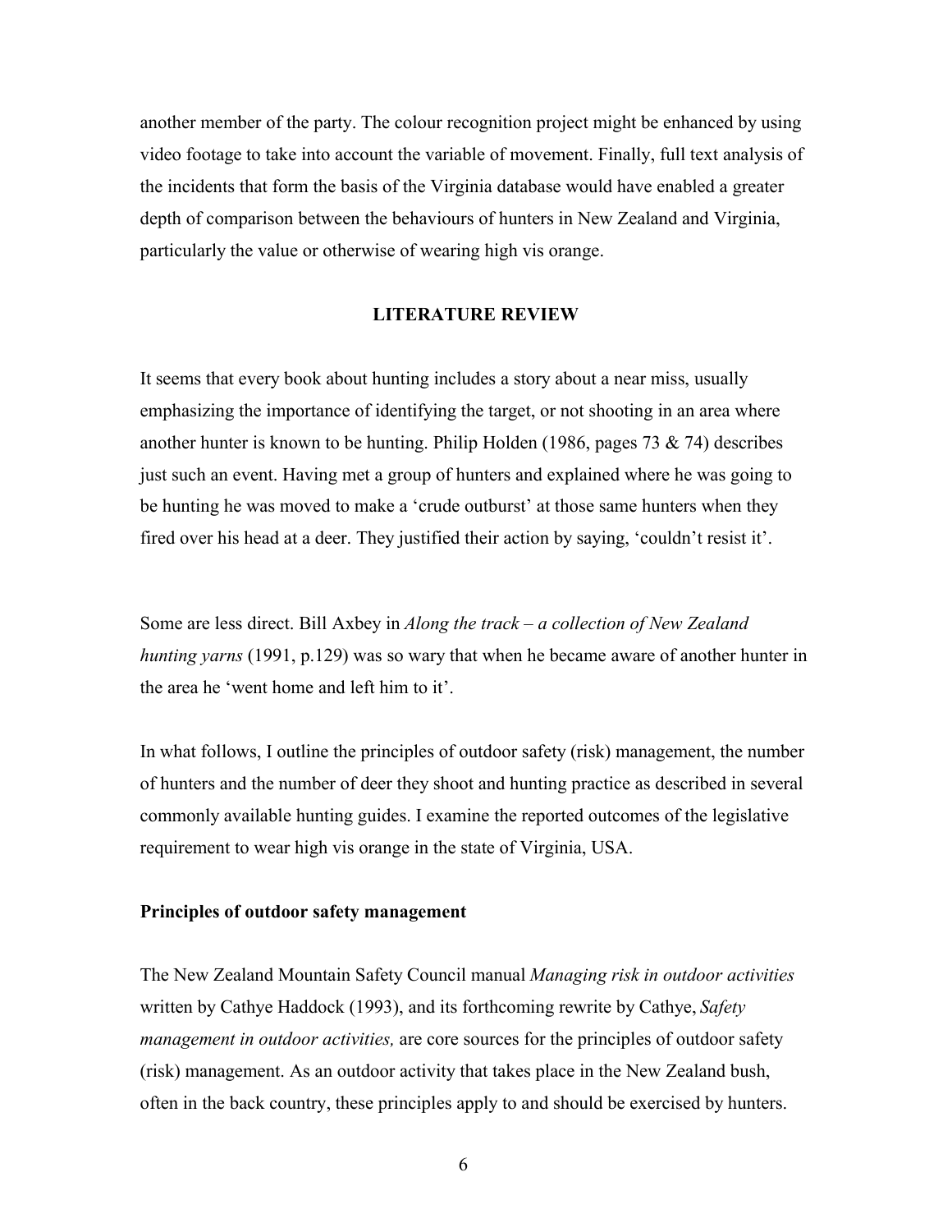another member of the party. The colour recognition project might be enhanced by using video footage to take into account the variable of movement. Finally, full text analysis of the incidents that form the basis of the Virginia database would have enabled a greater depth of comparison between the behaviours of hunters in New Zealand and Virginia, particularly the value or otherwise of wearing high vis orange.

## LITERATURE REVIEW

It seems that every book about hunting includes a story about a near miss, usually emphasizing the importance of identifying the target, or not shooting in an area where another hunter is known to be hunting. Philip Holden (1986, pages 73 & 74) describes just such an event. Having met a group of hunters and explained where he was going to be hunting he was moved to make a 'crude outburst' at those same hunters when they fired over his head at a deer. They justified their action by saying, 'couldn't resist it'.

Some are less direct. Bill Axbey in *Along the track – a collection of New Zealand hunting yarns* (1991, p.129) was so wary that when he became aware of another hunter in the area he 'went home and left him to it'.

In what follows, I outline the principles of outdoor safety (risk) management, the number of hunters and the number of deer they shoot and hunting practice as described in several commonly available hunting guides. I examine the reported outcomes of the legislative requirement to wear high vis orange in the state of Virginia, USA.

### Principles of outdoor safety management

The New Zealand Mountain Safety Council manual *Managing risk in outdoor activities* written by Cathye Haddock (1993), and its forthcoming rewrite by Cathye, *Safety management in outdoor activities,* are core sources for the principles of outdoor safety (risk) management. As an outdoor activity that takes place in the New Zealand bush, often in the back country, these principles apply to and should be exercised by hunters.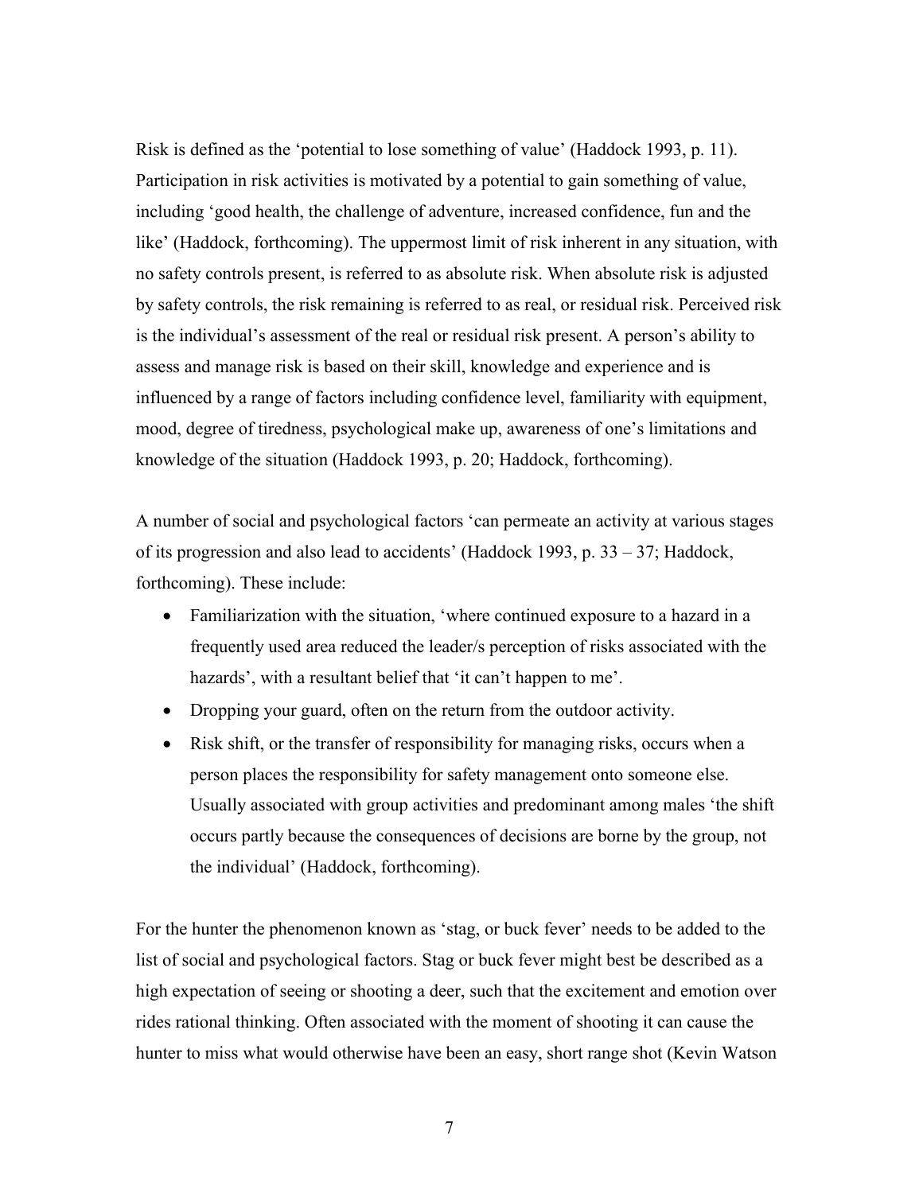Risk is defined as the 'potential to lose something of value' (Haddock 1993, p. 11). Participation in risk activities is motivated by a potential to gain something of value, including 'good health, the challenge of adventure, increased confidence, fun and the like' (Haddock, forthcoming). The uppermost limit of risk inherent in any situation, with no safety controls present, is referred to as absolute risk. When absolute risk is adjusted by safety controls, the risk remaining is referred to as real, or residual risk. Perceived risk is the individual's assessment of the real or residual risk present. A person's ability to assess and manage risk is based on their skill, knowledge and experience and is influenced by a range of factors including confidence level, familiarity with equipment, mood, degree of tiredness, psychological make up, awareness of one's limitations and knowledge of the situation (Haddock 1993, p. 20; Haddock, forthcoming).

A number of social and psychological factors 'can permeate an activity at various stages of its progression and also lead to accidents' (Haddock 1993, p. 33 – 37; Haddock, forthcoming). These include:

- Familiarization with the situation, 'where continued exposure to a hazard in a frequently used area reduced the leader/s perception of risks associated with the hazards', with a resultant belief that 'it can't happen to me'.
- Dropping your guard, often on the return from the outdoor activity.
- Risk shift, or the transfer of responsibility for managing risks, occurs when a person places the responsibility for safety management onto someone else. Usually associated with group activities and predominant among males 'the shift occurs partly because the consequences of decisions are borne by the group, not the individual' (Haddock, forthcoming).

For the hunter the phenomenon known as 'stag, or buck fever' needs to be added to the list of social and psychological factors. Stag or buck fever might best be described as a high expectation of seeing or shooting a deer, such that the excitement and emotion over rides rational thinking. Often associated with the moment of shooting it can cause the hunter to miss what would otherwise have been an easy, short range shot (Kevin Watson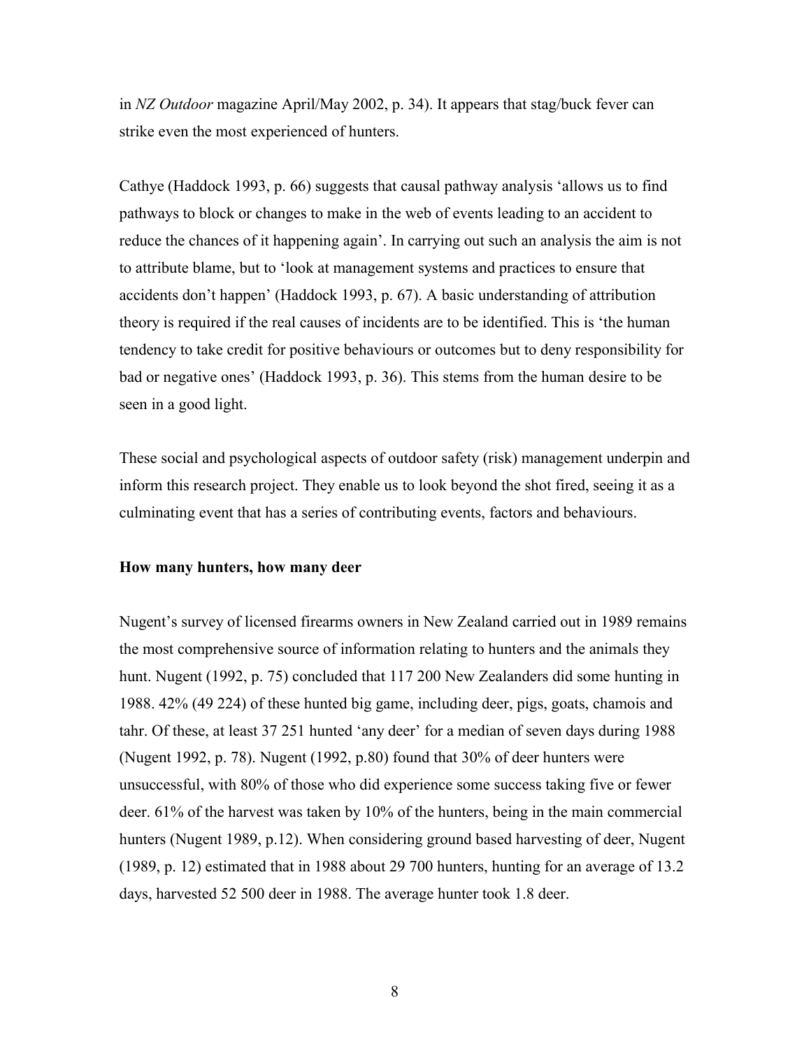in *NZ Outdoor* magazine April/May 2002, p. 34). It appears that stag/buck fever can strike even the most experienced of hunters.

Cathye (Haddock 1993, p. 66) suggests that causal pathway analysis 'allows us to find pathways to block or changes to make in the web of events leading to an accident to reduce the chances of it happening again'. In carrying out such an analysis the aim is not to attribute blame, but to 'look at management systems and practices to ensure that accidents don't happen' (Haddock 1993, p. 67). A basic understanding of attribution theory is required if the real causes of incidents are to be identified. This is 'the human tendency to take credit for positive behaviours or outcomes but to deny responsibility for bad or negative ones' (Haddock 1993, p. 36). This stems from the human desire to be seen in a good light.

These social and psychological aspects of outdoor safety (risk) management underpin and inform this research project. They enable us to look beyond the shot fired, seeing it as a culminating event that has a series of contributing events, factors and behaviours.

**How many hunters, how many deer**

Nugent's survey of licensed firearms owners in New Zealand carried out in 1989 remains the most comprehensive source of information relating to hunters and the animals they hunt. Nugent (1992, p. 75) concluded that 117 200 New Zealanders did some hunting in 1988. 42% (49 224) of these hunted big game, including deer, pigs, goats, chamois and tahr. Of these, at least 37 251 hunted 'any deer' for a median of seven days during 1988 (Nugent 1992, p. 78). Nugent (1992, p.80) found that 30% of deer hunters were unsuccessful, with 80% of those who did experience some success taking five or fewer deer. 61% of the harvest was taken by 10% of the hunters, being in the main commercial hunters (Nugent 1989, p.12). When considering ground based harvesting of deer, Nugent (1989, p. 12) estimated that in 1988 about 29 700 hunters, hunting for an average of 13.2 days, harvested 52 500 deer in 1988. The average hunter took 1.8 deer.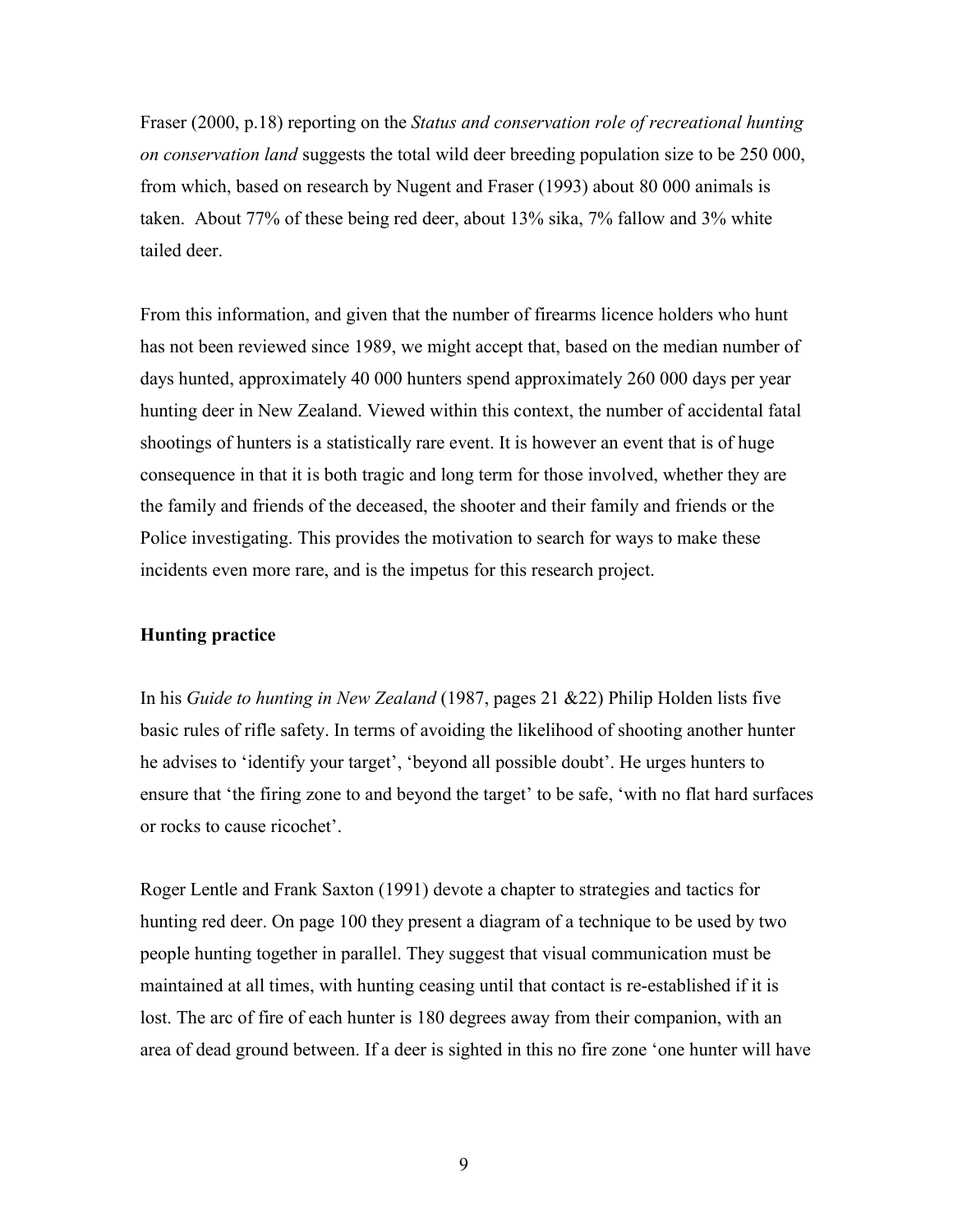Fraser (2000, p.18) reporting on the *Status and conservation role of recreational hunting on conservation land* suggests the total wild deer breeding population size to be 250 000, from which, based on research by Nugent and Fraser (1993) about 80 000 animals is taken. About 77% of these being red deer, about 13% sika, 7% fallow and 3% white tailed deer.

From this information, and given that the number of firearms licence holders who hunt has not been reviewed since 1989, we might accept that, based on the median number of days hunted, approximately 40 000 hunters spend approximately 260 000 days per year hunting deer in New Zealand. Viewed within this context, the number of accidental fatal shootings of hunters is a statistically rare event. It is however an event that is of huge consequence in that it is both tragic and long term for those involved, whether they are the family and friends of the deceased, the shooter and their family and friends or the Police investigating. This provides the motivation to search for ways to make these incidents even more rare, and is the impetus for this research project.

**Hunting practice**

In his *Guide to hunting in New Zealand* (1987, pages 21 &22) Philip Holden lists five basic rules of rifle safety. In terms of avoiding the likelihood of shooting another hunter he advises to 'identify your target', 'beyond all possible doubt'. He urges hunters to ensure that 'the firing zone to and beyond the target' to be safe, 'with no flat hard surfaces or rocks to cause ricochet'.

Roger Lentle and Frank Saxton (1991) devote a chapter to strategies and tactics for hunting red deer. On page 100 they present a diagram of a technique to be used by two people hunting together in parallel. They suggest that visual communication must be maintained at all times, with hunting ceasing until that contact is re-established if it is lost. The arc of fire of each hunter is 180 degrees away from their companion, with an area of dead ground between. If a deer is sighted in this no fire zone 'one hunter will have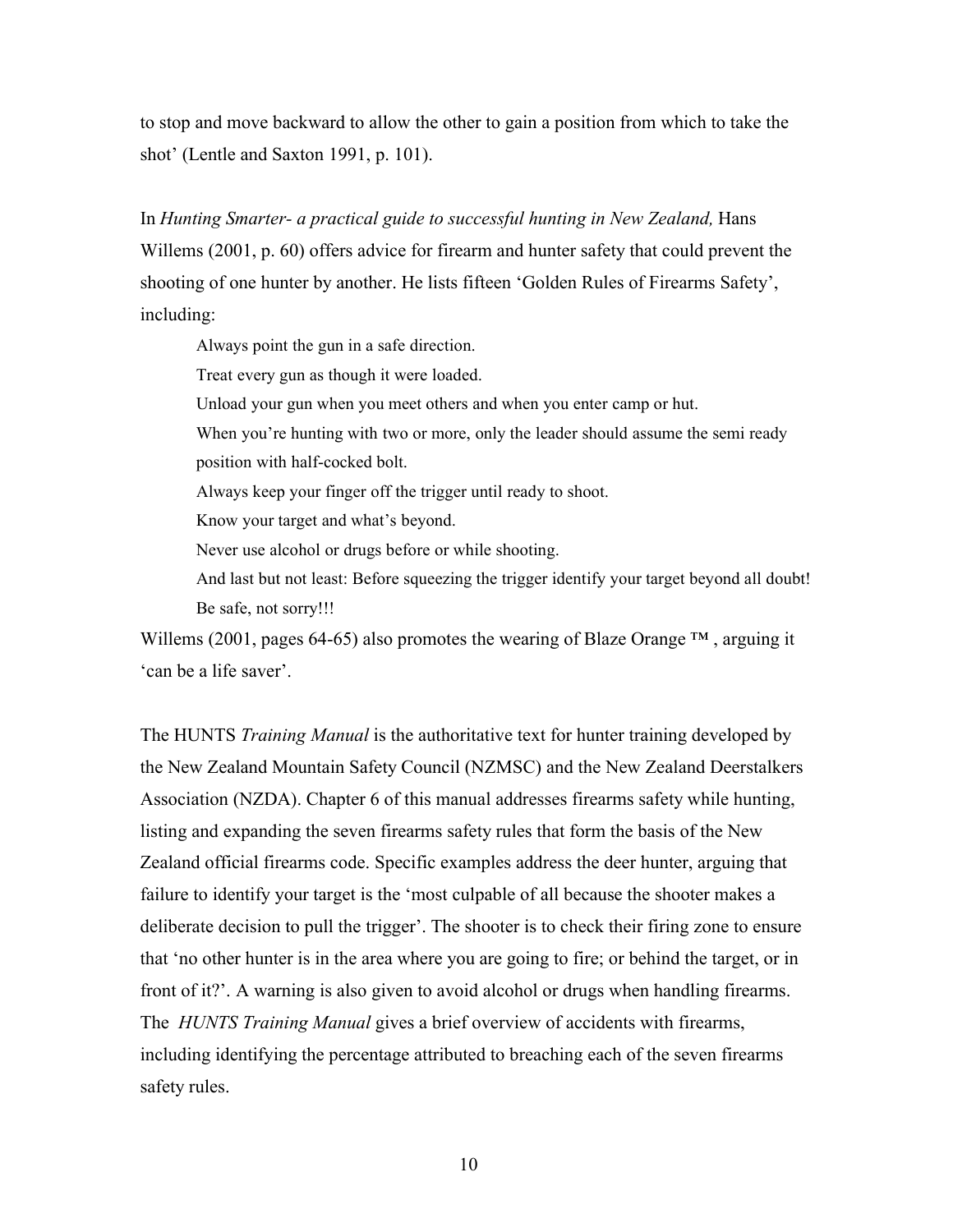to stop and move backward to allow the other to gain a position from which to take the shot' (Lentle and Saxton 1991, p. 101).

In *Hunting Smarter- a practical guide to successful hunting in New Zealand,* Hans Willems (2001, p. 60) offers advice for firearm and hunter safety that could prevent the shooting of one hunter by another. He lists fifteen 'Golden Rules of Firearms Safety', including:

> Always point the gun in a safe direction.
>
> Treat every gun as though it were loaded.
>
> Unload your gun when you meet others and when you enter camp or hut.
>
> When you're hunting with two or more, only the leader should assume the semi ready position with half-cocked bolt.
>
> Always keep your finger off the trigger until ready to shoot.
>
> Know your target and what's beyond.
>
> Never use alcohol or drugs before or while shooting.
>
> And last but not least: Before squeezing the trigger identify your target beyond all doubt! Be safe, not sorry!!!

Willems (2001, pages 64-65) also promotes the wearing of Blaze Orange ™ , arguing it 'can be a life saver'.

The HUNTS *Training Manual* is the authoritative text for hunter training developed by the New Zealand Mountain Safety Council (NZMSC) and the New Zealand Deerstalkers Association (NZDA). Chapter 6 of this manual addresses firearms safety while hunting, listing and expanding the seven firearms safety rules that form the basis of the New Zealand official firearms code. Specific examples address the deer hunter, arguing that failure to identify your target is the 'most culpable of all because the shooter makes a deliberate decision to pull the trigger'. The shooter is to check their firing zone to ensure that 'no other hunter is in the area where you are going to fire; or behind the target, or in front of it?'. A warning is also given to avoid alcohol or drugs when handling firearms. The *HUNTS Training Manual* gives a brief overview of accidents with firearms, including identifying the percentage attributed to breaching each of the seven firearms safety rules.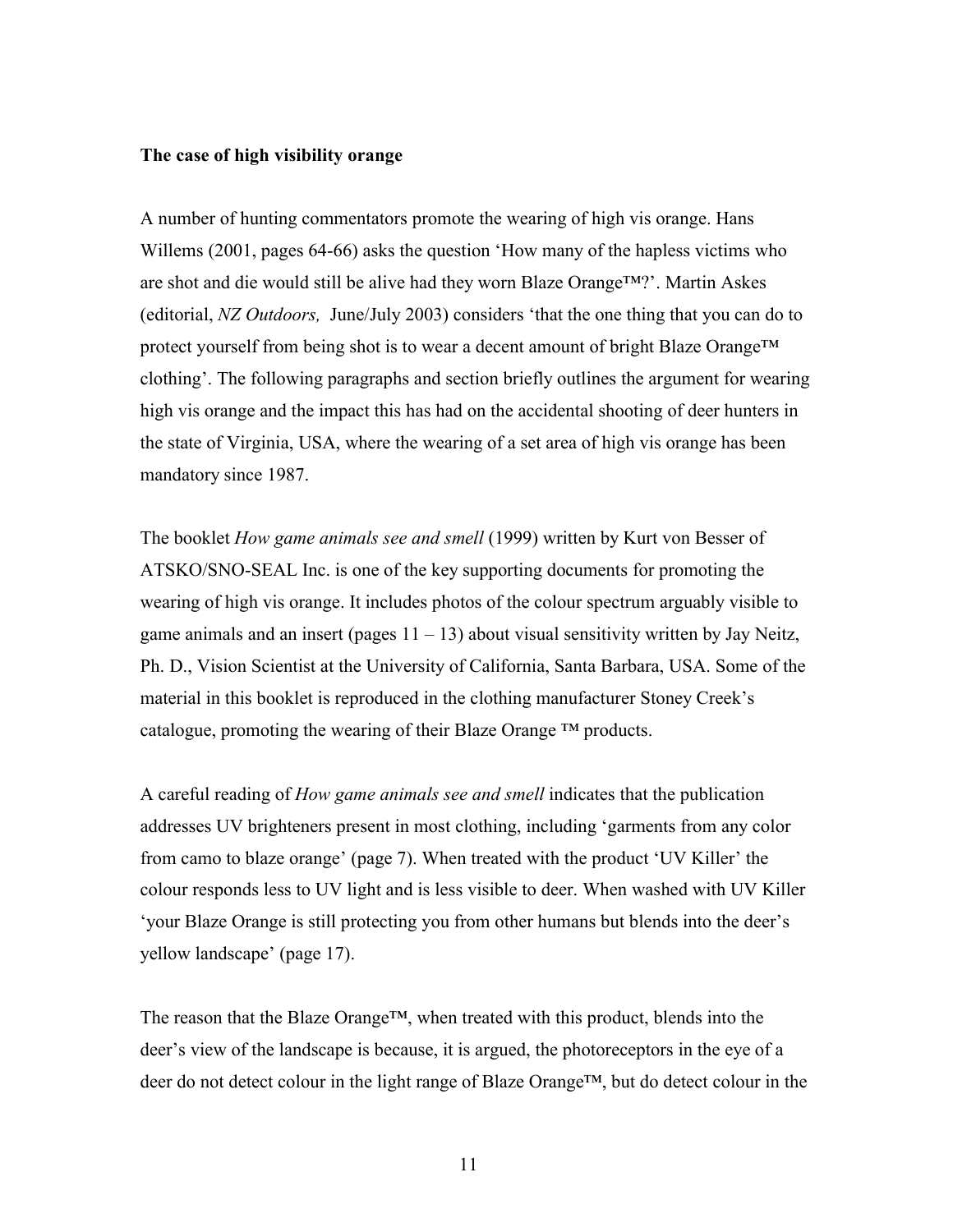**The case of high visibility orange**

A number of hunting commentators promote the wearing of high vis orange. Hans Willems (2001, pages 64-66) asks the question 'How many of the hapless victims who are shot and die would still be alive had they worn Blaze Orange™?'. Martin Askes (editorial, *NZ Outdoors,* June/July 2003) considers 'that the one thing that you can do to protect yourself from being shot is to wear a decent amount of bright Blaze Orange™ clothing'. The following paragraphs and section briefly outlines the argument for wearing high vis orange and the impact this has had on the accidental shooting of deer hunters in the state of Virginia, USA, where the wearing of a set area of high vis orange has been mandatory since 1987.

The booklet *How game animals see and smell* (1999) written by Kurt von Besser of ATSKO/SNO-SEAL Inc. is one of the key supporting documents for promoting the wearing of high vis orange. It includes photos of the colour spectrum arguably visible to game animals and an insert (pages 11 – 13) about visual sensitivity written by Jay Neitz, Ph. D., Vision Scientist at the University of California, Santa Barbara, USA. Some of the material in this booklet is reproduced in the clothing manufacturer Stoney Creek's catalogue, promoting the wearing of their Blaze Orange ™ products.

A careful reading of *How game animals see and smell* indicates that the publication addresses UV brighteners present in most clothing, including 'garments from any color from camo to blaze orange' (page 7). When treated with the product 'UV Killer' the colour responds less to UV light and is less visible to deer. When washed with UV Killer 'your Blaze Orange is still protecting you from other humans but blends into the deer's yellow landscape' (page 17).

The reason that the Blaze Orange™, when treated with this product, blends into the deer's view of the landscape is because, it is argued, the photoreceptors in the eye of a deer do not detect colour in the light range of Blaze Orange™, but do detect colour in the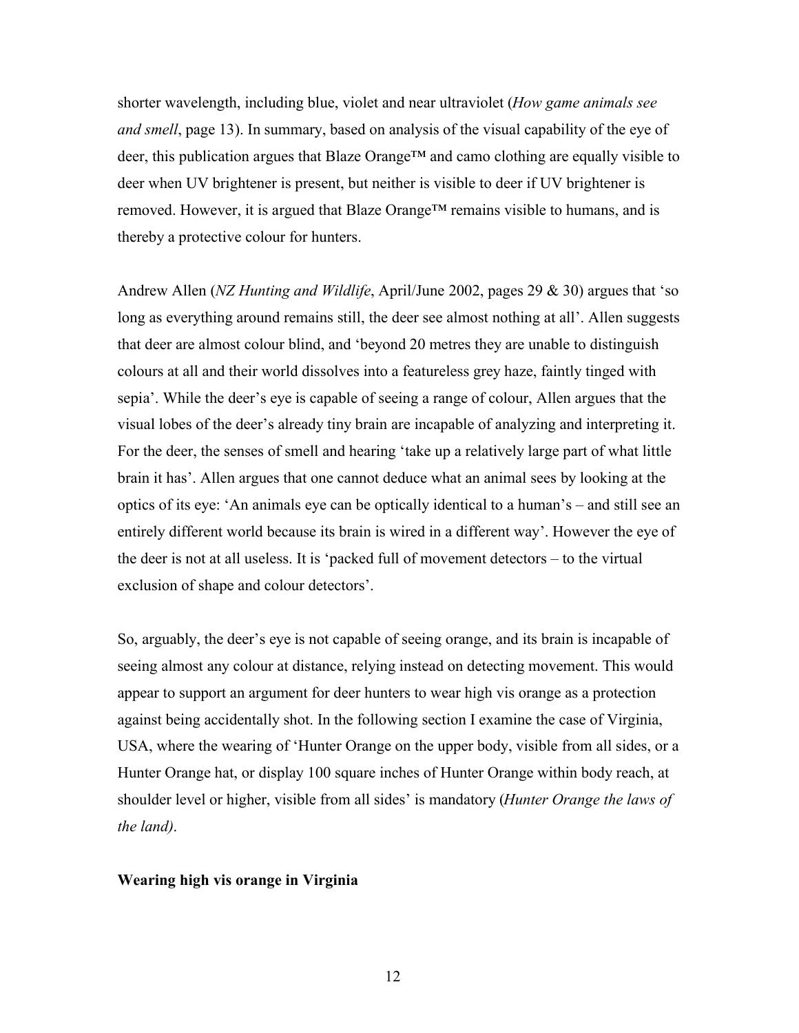shorter wavelength, including blue, violet and near ultraviolet (*How game animals see and smell*, page 13). In summary, based on analysis of the visual capability of the eye of deer, this publication argues that Blaze Orange™ and camo clothing are equally visible to deer when UV brightener is present, but neither is visible to deer if UV brightener is removed. However, it is argued that Blaze Orange™ remains visible to humans, and is thereby a protective colour for hunters.

Andrew Allen (*NZ Hunting and Wildlife*, April/June 2002, pages 29 & 30) argues that 'so long as everything around remains still, the deer see almost nothing at all'. Allen suggests that deer are almost colour blind, and 'beyond 20 metres they are unable to distinguish colours at all and their world dissolves into a featureless grey haze, faintly tinged with sepia'. While the deer's eye is capable of seeing a range of colour, Allen argues that the visual lobes of the deer's already tiny brain are incapable of analyzing and interpreting it. For the deer, the senses of smell and hearing 'take up a relatively large part of what little brain it has'. Allen argues that one cannot deduce what an animal sees by looking at the optics of its eye: 'An animals eye can be optically identical to a human's – and still see an entirely different world because its brain is wired in a different way'. However the eye of the deer is not at all useless. It is 'packed full of movement detectors – to the virtual exclusion of shape and colour detectors'.

So, arguably, the deer's eye is not capable of seeing orange, and its brain is incapable of seeing almost any colour at distance, relying instead on detecting movement. This would appear to support an argument for deer hunters to wear high vis orange as a protection against being accidentally shot. In the following section I examine the case of Virginia, USA, where the wearing of 'Hunter Orange on the upper body, visible from all sides, or a Hunter Orange hat, or display 100 square inches of Hunter Orange within body reach, at shoulder level or higher, visible from all sides' is mandatory (*Hunter Orange the laws of the land)*.

**Wearing high vis orange in Virginia**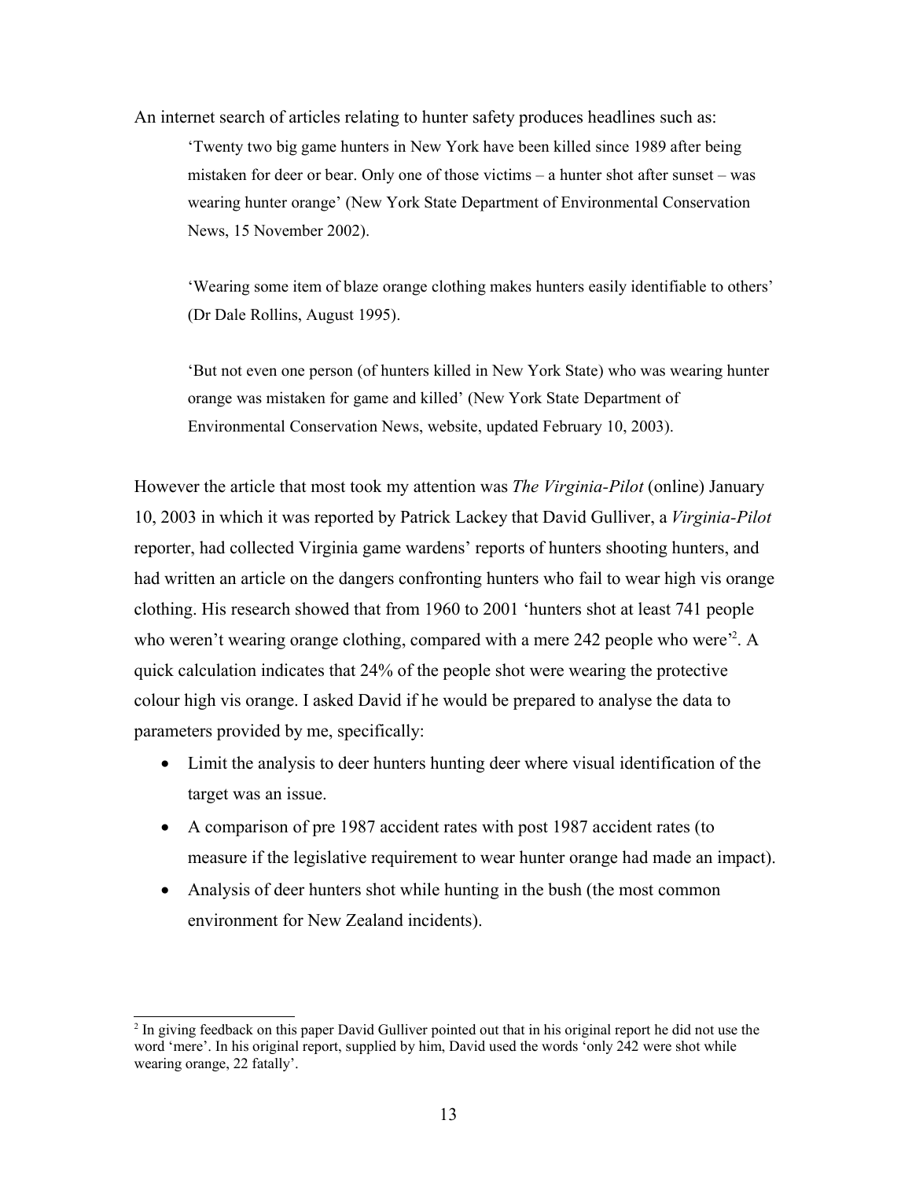An internet search of articles relating to hunter safety produces headlines such as:

> 'Twenty two big game hunters in New York have been killed since 1989 after being mistaken for deer or bear. Only one of those victims – a hunter shot after sunset – was wearing hunter orange' (New York State Department of Environmental Conservation News, 15 November 2002).
>
> 'Wearing some item of blaze orange clothing makes hunters easily identifiable to others' (Dr Dale Rollins, August 1995).
>
> 'But not even one person (of hunters killed in New York State) who was wearing hunter orange was mistaken for game and killed' (New York State Department of Environmental Conservation News, website, updated February 10, 2003).

However the article that most took my attention was *The Virginia-Pilot* (online) January 10, 2003 in which it was reported by Patrick Lackey that David Gulliver, a *Virginia-Pilot* reporter, had collected Virginia game wardens' reports of hunters shooting hunters, and had written an article on the dangers confronting hunters who fail to wear high vis orange clothing. His research showed that from 1960 to 2001 'hunters shot at least 741 people who weren't wearing orange clothing, compared with a mere 242 people who were'[2]. A quick calculation indicates that 24% of the people shot were wearing the protective colour high vis orange. I asked David if he would be prepared to analyse the data to parameters provided by me, specifically:

- Limit the analysis to deer hunters hunting deer where visual identification of the target was an issue.
- A comparison of pre 1987 accident rates with post 1987 accident rates (to measure if the legislative requirement to wear hunter orange had made an impact).
- Analysis of deer hunters shot while hunting in the bush (the most common environment for New Zealand incidents).

---

[2] In giving feedback on this paper David Gulliver pointed out that in his original report he did not use the word 'mere'. In his original report, supplied by him, David used the words 'only 242 were shot while wearing orange, 22 fatally'.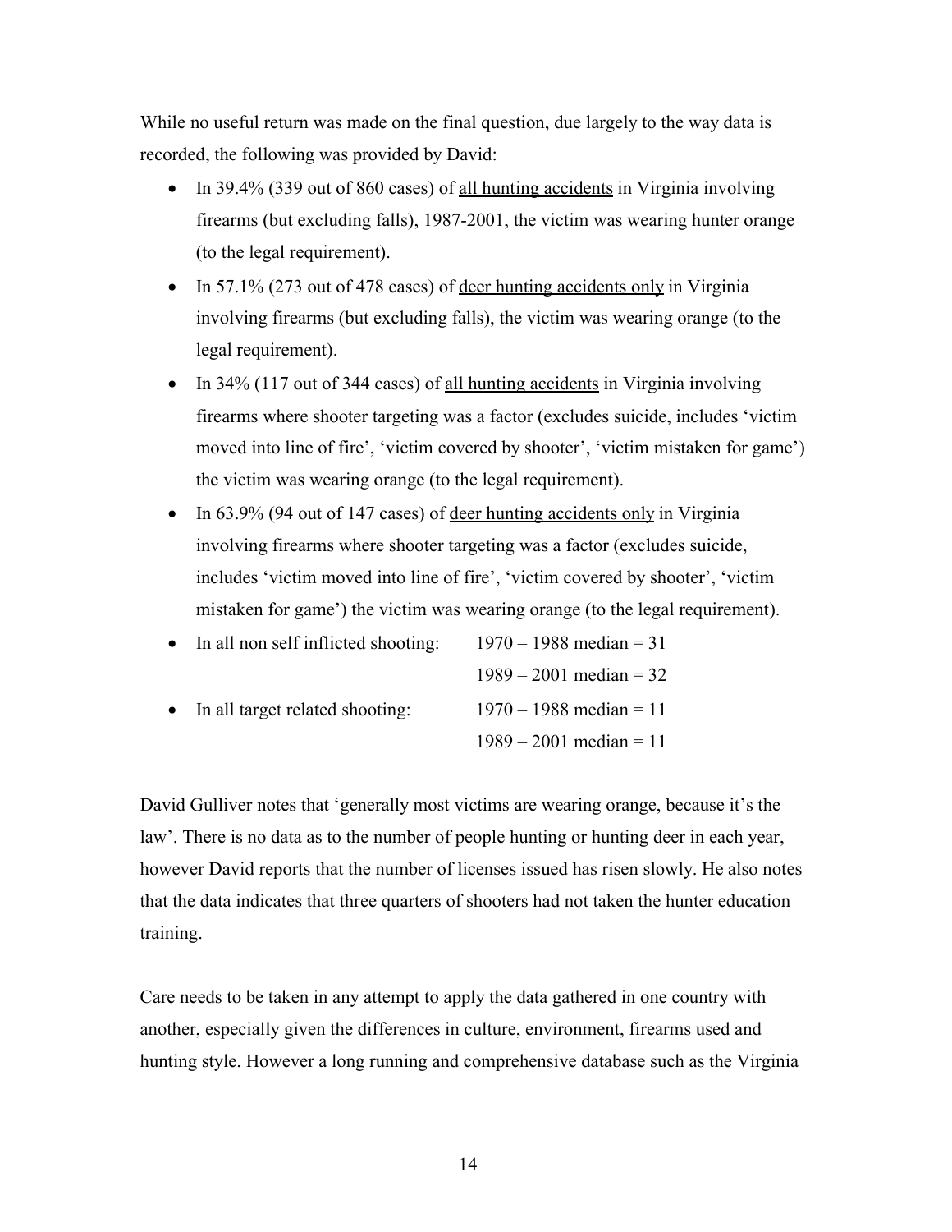While no useful return was made on the final question, due largely to the way data is recorded, the following was provided by David:

- In 39.4% (339 out of 860 cases) of <u>all hunting accidents</u> in Virginia involving firearms (but excluding falls), 1987-2001, the victim was wearing hunter orange (to the legal requirement).
- In 57.1% (273 out of 478 cases) of <u>deer hunting accidents only</u> in Virginia involving firearms (but excluding falls), the victim was wearing orange (to the legal requirement).
- In 34% (117 out of 344 cases) of <u>all hunting accidents</u> in Virginia involving firearms where shooter targeting was a factor (excludes suicide, includes 'victim moved into line of fire', 'victim covered by shooter', 'victim mistaken for game') the victim was wearing orange (to the legal requirement).
- In 63.9% (94 out of 147 cases) of <u>deer hunting accidents only</u> in Virginia involving firearms where shooter targeting was a factor (excludes suicide, includes 'victim moved into line of fire', 'victim covered by shooter', 'victim mistaken for game') the victim was wearing orange (to the legal requirement).
- In all non self inflicted shooting: 1970 – 1988 median = 31; 1989 – 2001 median = 32
- In all target related shooting: 1970 – 1988 median = 11; 1989 – 2001 median = 11

David Gulliver notes that 'generally most victims are wearing orange, because it's the law'. There is no data as to the number of people hunting or hunting deer in each year, however David reports that the number of licenses issued has risen slowly. He also notes that the data indicates that three quarters of shooters had not taken the hunter education training.

Care needs to be taken in any attempt to apply the data gathered in one country with another, especially given the differences in culture, environment, firearms used and hunting style. However a long running and comprehensive database such as the Virginia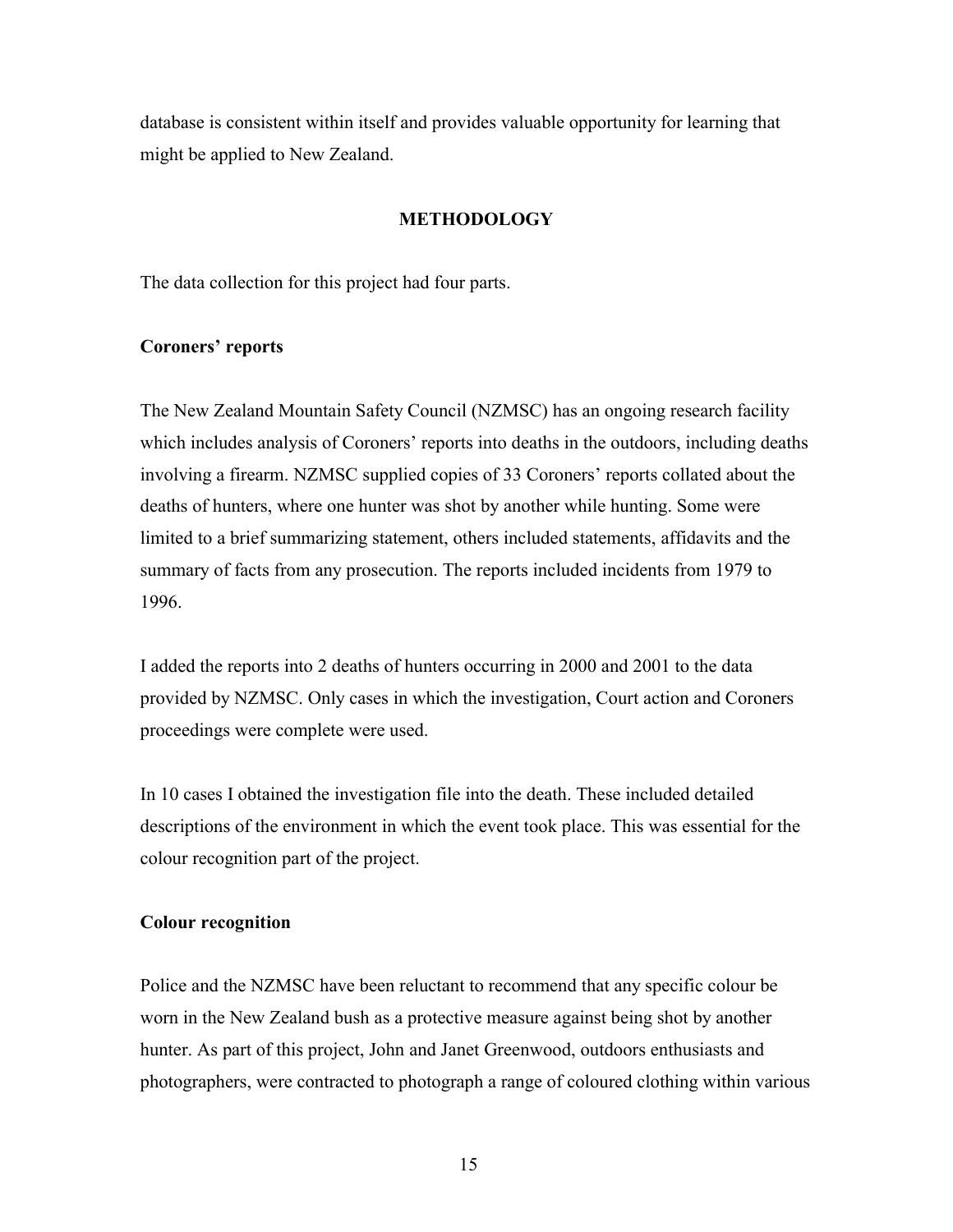database is consistent within itself and provides valuable opportunity for learning that might be applied to New Zealand.

## METHODOLOGY

The data collection for this project had four parts.

### Coroners' reports

The New Zealand Mountain Safety Council (NZMSC) has an ongoing research facility which includes analysis of Coroners' reports into deaths in the outdoors, including deaths involving a firearm. NZMSC supplied copies of 33 Coroners' reports collated about the deaths of hunters, where one hunter was shot by another while hunting. Some were limited to a brief summarizing statement, others included statements, affidavits and the summary of facts from any prosecution. The reports included incidents from 1979 to 1996.

I added the reports into 2 deaths of hunters occurring in 2000 and 2001 to the data provided by NZMSC. Only cases in which the investigation, Court action and Coroners proceedings were complete were used.

In 10 cases I obtained the investigation file into the death. These included detailed descriptions of the environment in which the event took place. This was essential for the colour recognition part of the project.

### Colour recognition

Police and the NZMSC have been reluctant to recommend that any specific colour be worn in the New Zealand bush as a protective measure against being shot by another hunter. As part of this project, John and Janet Greenwood, outdoors enthusiasts and photographers, were contracted to photograph a range of coloured clothing within various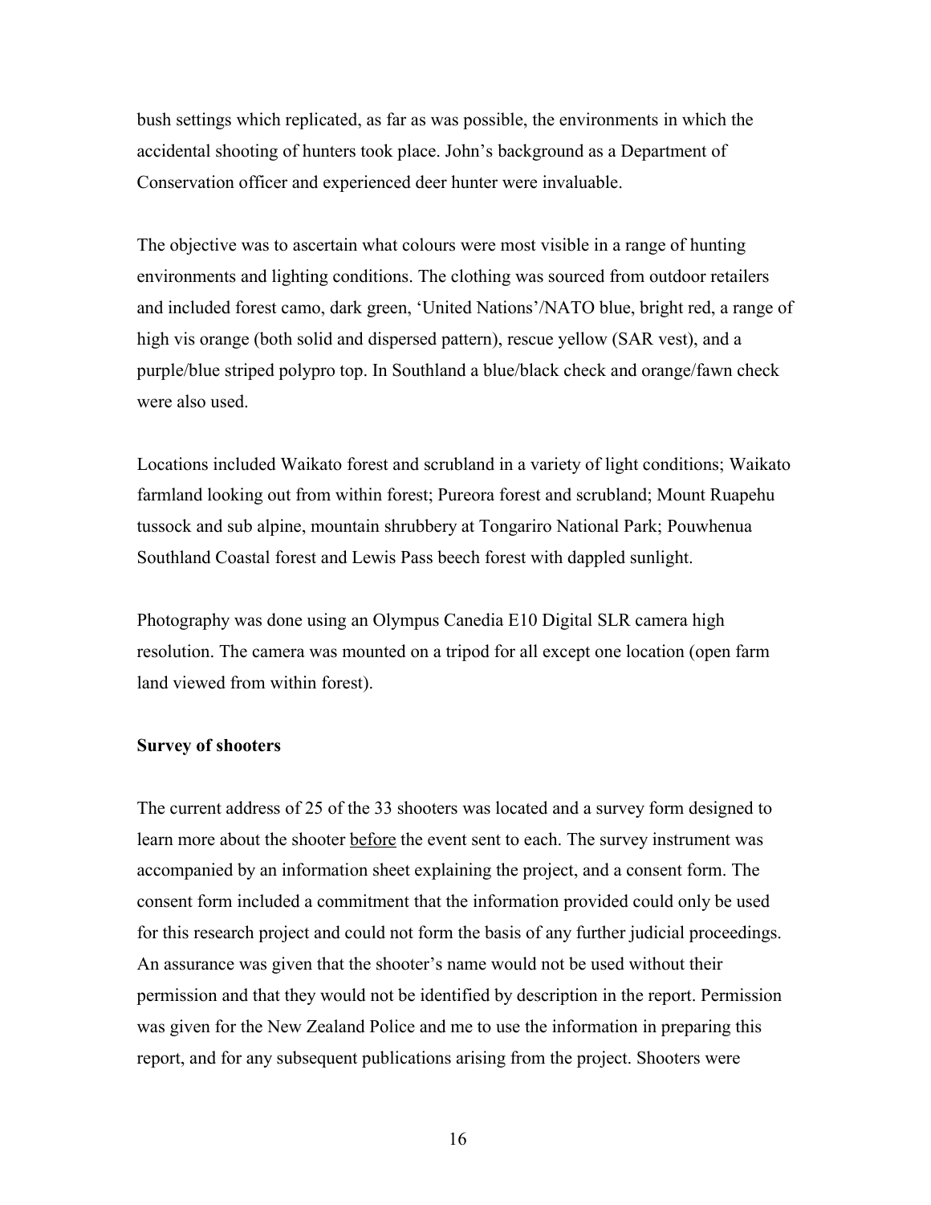bush settings which replicated, as far as was possible, the environments in which the accidental shooting of hunters took place. John's background as a Department of Conservation officer and experienced deer hunter were invaluable.

The objective was to ascertain what colours were most visible in a range of hunting environments and lighting conditions. The clothing was sourced from outdoor retailers and included forest camo, dark green, 'United Nations'/NATO blue, bright red, a range of high vis orange (both solid and dispersed pattern), rescue yellow (SAR vest), and a purple/blue striped polypro top. In Southland a blue/black check and orange/fawn check were also used.

Locations included Waikato forest and scrubland in a variety of light conditions; Waikato farmland looking out from within forest; Pureora forest and scrubland; Mount Ruapehu tussock and sub alpine, mountain shrubbery at Tongariro National Park; Pouwhenua Southland Coastal forest and Lewis Pass beech forest with dappled sunlight.

Photography was done using an Olympus Canedia E10 Digital SLR camera high resolution. The camera was mounted on a tripod for all except one location (open farm land viewed from within forest).

**Survey of shooters**

The current address of 25 of the 33 shooters was located and a survey form designed to learn more about the shooter before the event sent to each. The survey instrument was accompanied by an information sheet explaining the project, and a consent form. The consent form included a commitment that the information provided could only be used for this research project and could not form the basis of any further judicial proceedings. An assurance was given that the shooter's name would not be used without their permission and that they would not be identified by description in the report. Permission was given for the New Zealand Police and me to use the information in preparing this report, and for any subsequent publications arising from the project. Shooters were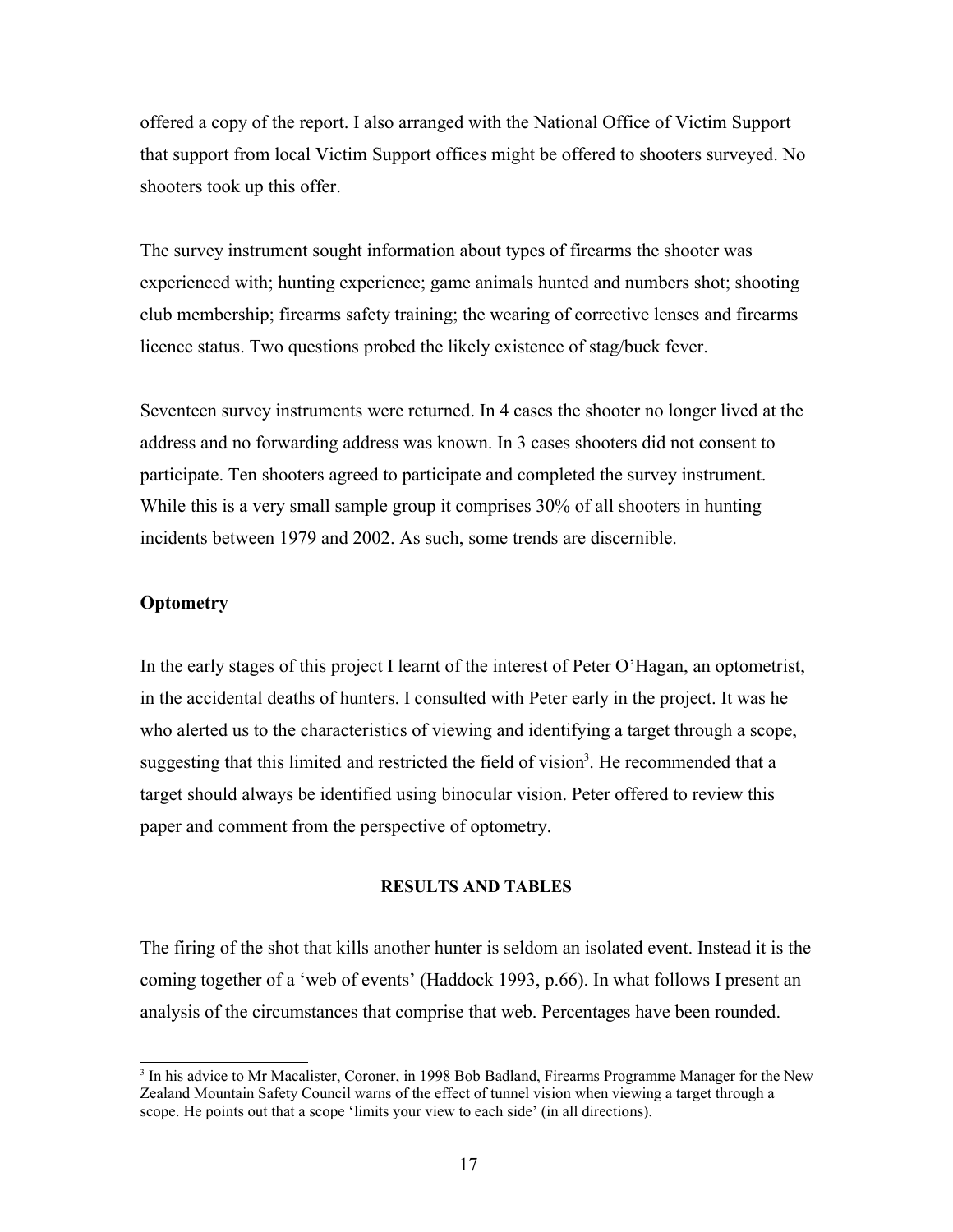offered a copy of the report. I also arranged with the National Office of Victim Support that support from local Victim Support offices might be offered to shooters surveyed. No shooters took up this offer.

The survey instrument sought information about types of firearms the shooter was experienced with; hunting experience; game animals hunted and numbers shot; shooting club membership; firearms safety training; the wearing of corrective lenses and firearms licence status. Two questions probed the likely existence of stag/buck fever.

Seventeen survey instruments were returned. In 4 cases the shooter no longer lived at the address and no forwarding address was known. In 3 cases shooters did not consent to participate. Ten shooters agreed to participate and completed the survey instrument. While this is a very small sample group it comprises 30% of all shooters in hunting incidents between 1979 and 2002. As such, some trends are discernible.

### Optometry

In the early stages of this project I learnt of the interest of Peter O'Hagan, an optometrist, in the accidental deaths of hunters. I consulted with Peter early in the project. It was he who alerted us to the characteristics of viewing and identifying a target through a scope, suggesting that this limited and restricted the field of vision[3]. He recommended that a target should always be identified using binocular vision. Peter offered to review this paper and comment from the perspective of optometry.

## RESULTS AND TABLES

The firing of the shot that kills another hunter is seldom an isolated event. Instead it is the coming together of a 'web of events' (Haddock 1993, p.66). In what follows I present an analysis of the circumstances that comprise that web. Percentages have been rounded.

[3] In his advice to Mr Macalister, Coroner, in 1998 Bob Badland, Firearms Programme Manager for the New Zealand Mountain Safety Council warns of the effect of tunnel vision when viewing a target through a scope. He points out that a scope 'limits your view to each side' (in all directions).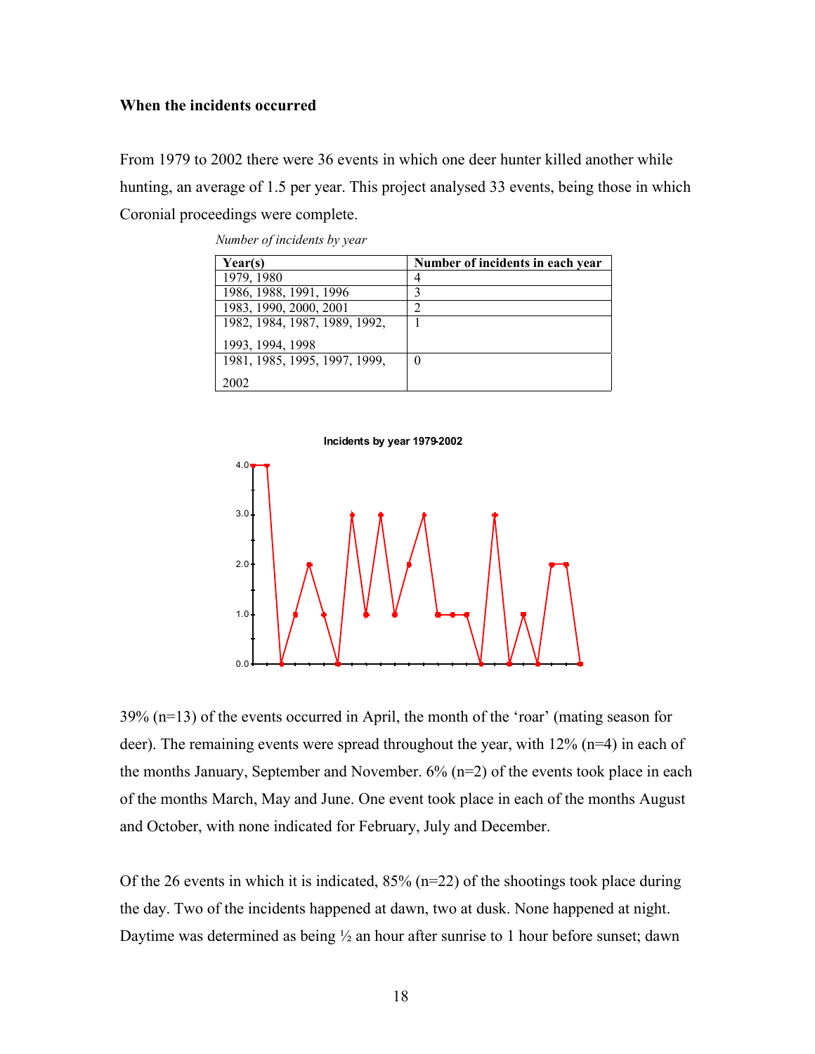**When the incidents occurred**

From 1979 to 2002 there were 36 events in which one deer hunter killed another while hunting, an average of 1.5 per year. This project analysed 33 events, being those in which Coronial proceedings were complete.

*Number of incidents by year*

| Year(s) | Number of incidents in each year |
|---|---|
| 1979, 1980 | 4 |
| 1986, 1988, 1991, 1996 | 3 |
| 1983, 1990, 2000, 2001 | 2 |
| 1982, 1984, 1987, 1989, 1992, 1993, 1994, 1998 | 1 |
| 1981, 1985, 1995, 1997, 1999, 2002 | 0 |

Incidents by year 1979-2002

39% (n=13) of the events occurred in April, the month of the 'roar' (mating season for deer). The remaining events were spread throughout the year, with 12% (n=4) in each of the months January, September and November. 6% (n=2) of the events took place in each of the months March, May and June. One event took place in each of the months August and October, with none indicated for February, July and December.

Of the 26 events in which it is indicated, 85% (n=22) of the shootings took place during the day. Two of the incidents happened at dawn, two at dusk. None happened at night. Daytime was determined as being ½ an hour after sunrise to 1 hour before sunset; dawn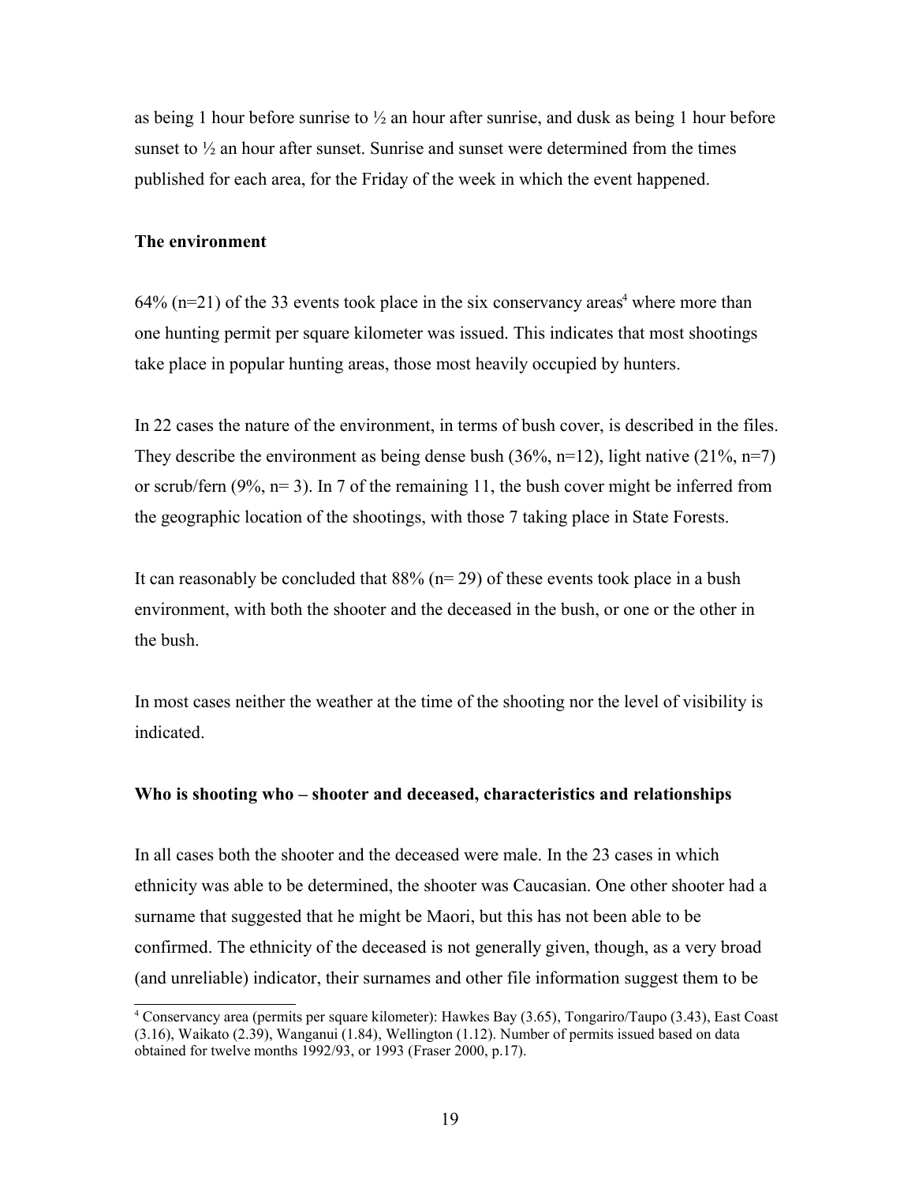as being 1 hour before sunrise to ½ an hour after sunrise, and dusk as being 1 hour before sunset to ½ an hour after sunset. Sunrise and sunset were determined from the times published for each area, for the Friday of the week in which the event happened.

**The environment**

64% (n=21) of the 33 events took place in the six conservancy areas[4] where more than one hunting permit per square kilometer was issued. This indicates that most shootings take place in popular hunting areas, those most heavily occupied by hunters.

In 22 cases the nature of the environment, in terms of bush cover, is described in the files. They describe the environment as being dense bush (36%, n=12), light native (21%, n=7) or scrub/fern (9%, n= 3). In 7 of the remaining 11, the bush cover might be inferred from the geographic location of the shootings, with those 7 taking place in State Forests.

It can reasonably be concluded that 88% (n= 29) of these events took place in a bush environment, with both the shooter and the deceased in the bush, or one or the other in the bush.

In most cases neither the weather at the time of the shooting nor the level of visibility is indicated.

**Who is shooting who – shooter and deceased, characteristics and relationships**

In all cases both the shooter and the deceased were male. In the 23 cases in which ethnicity was able to be determined, the shooter was Caucasian. One other shooter had a surname that suggested that he might be Maori, but this has not been able to be confirmed. The ethnicity of the deceased is not generally given, though, as a very broad (and unreliable) indicator, their surnames and other file information suggest them to be

[4] Conservancy area (permits per square kilometer): Hawkes Bay (3.65), Tongariro/Taupo (3.43), East Coast (3.16), Waikato (2.39), Wanganui (1.84), Wellington (1.12). Number of permits issued based on data obtained for twelve months 1992/93, or 1993 (Fraser 2000, p.17).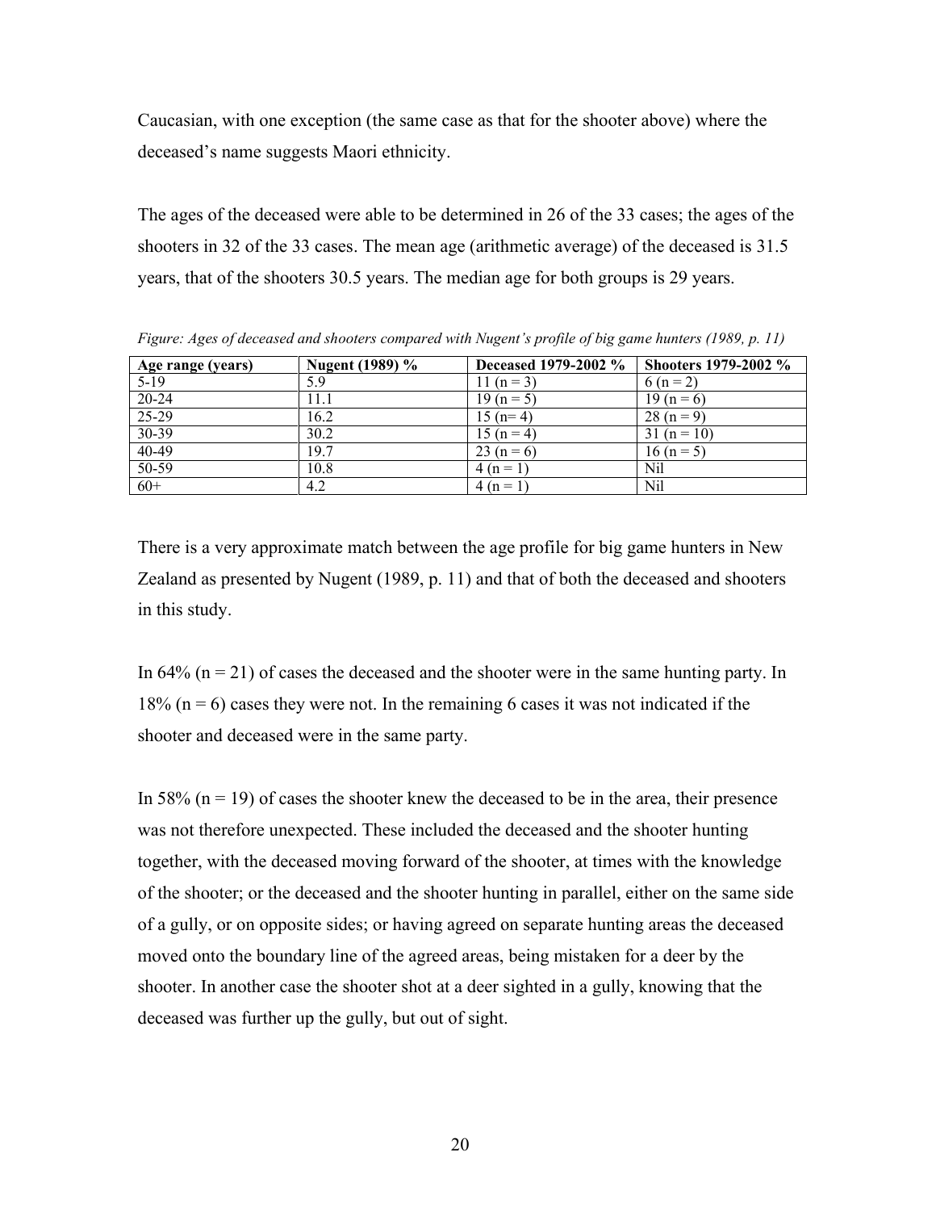Caucasian, with one exception (the same case as that for the shooter above) where the deceased's name suggests Maori ethnicity.

The ages of the deceased were able to be determined in 26 of the 33 cases; the ages of the shooters in 32 of the 33 cases. The mean age (arithmetic average) of the deceased is 31.5 years, that of the shooters 30.5 years. The median age for both groups is 29 years.

*Figure: Ages of deceased and shooters compared with Nugent's profile of big game hunters (1989, p. 11)*

| Age range (years) | Nugent (1989) % | Deceased 1979-2002 % | Shooters 1979-2002 % |
|---|---|---|---|
| 5-19 | 5.9 | 11 (n = 3) | 6 (n = 2) |
| 20-24 | 11.1 | 19 (n = 5) | 19 (n = 6) |
| 25-29 | 16.2 | 15 (n= 4) | 28 (n = 9) |
| 30-39 | 30.2 | 15 (n = 4) | 31 (n = 10) |
| 40-49 | 19.7 | 23 (n = 6) | 16 (n = 5) |
| 50-59 | 10.8 | 4 (n = 1) | Nil |
| 60+ | 4.2 | 4 (n = 1) | Nil |

There is a very approximate match between the age profile for big game hunters in New Zealand as presented by Nugent (1989, p. 11) and that of both the deceased and shooters in this study.

In 64% (n = 21) of cases the deceased and the shooter were in the same hunting party. In 18% (n = 6) cases they were not. In the remaining 6 cases it was not indicated if the shooter and deceased were in the same party.

In 58% (n = 19) of cases the shooter knew the deceased to be in the area, their presence was not therefore unexpected. These included the deceased and the shooter hunting together, with the deceased moving forward of the shooter, at times with the knowledge of the shooter; or the deceased and the shooter hunting in parallel, either on the same side of a gully, or on opposite sides; or having agreed on separate hunting areas the deceased moved onto the boundary line of the agreed areas, being mistaken for a deer by the shooter. In another case the shooter shot at a deer sighted in a gully, knowing that the deceased was further up the gully, but out of sight.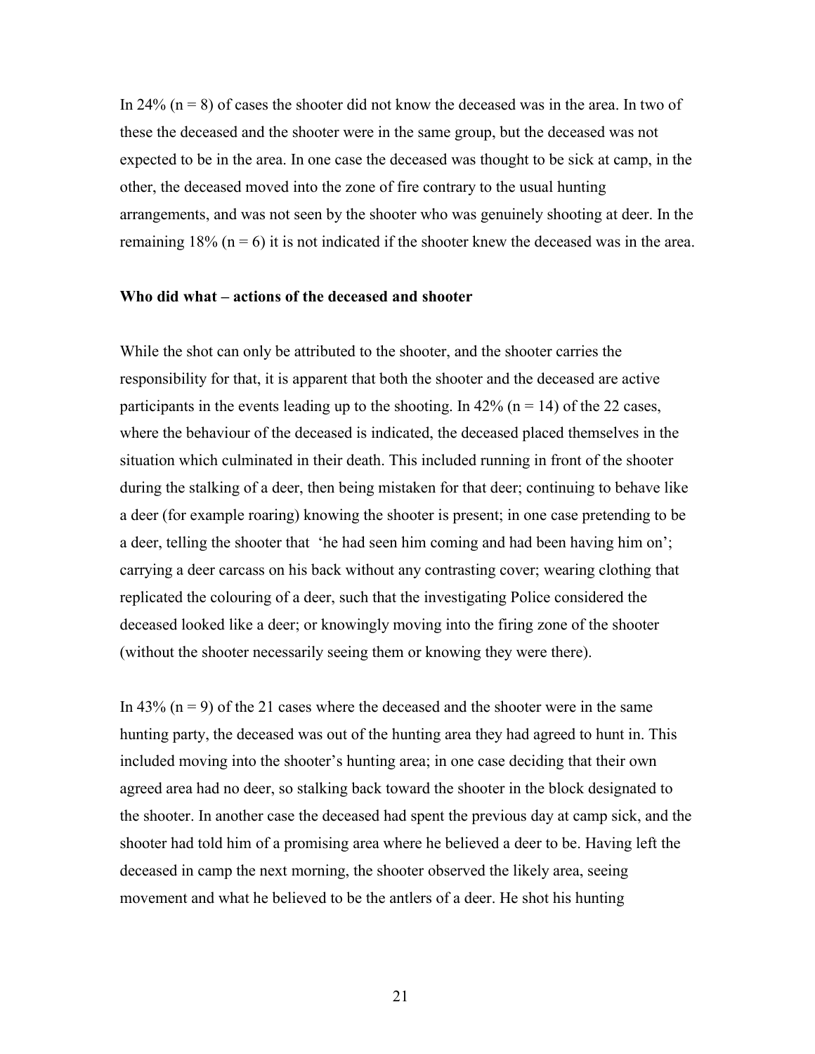In 24% (n = 8) of cases the shooter did not know the deceased was in the area. In two of these the deceased and the shooter were in the same group, but the deceased was not expected to be in the area. In one case the deceased was thought to be sick at camp, in the other, the deceased moved into the zone of fire contrary to the usual hunting arrangements, and was not seen by the shooter who was genuinely shooting at deer. In the remaining 18% (n = 6) it is not indicated if the shooter knew the deceased was in the area.

**Who did what – actions of the deceased and shooter**

While the shot can only be attributed to the shooter, and the shooter carries the responsibility for that, it is apparent that both the shooter and the deceased are active participants in the events leading up to the shooting. In 42% (n = 14) of the 22 cases, where the behaviour of the deceased is indicated, the deceased placed themselves in the situation which culminated in their death. This included running in front of the shooter during the stalking of a deer, then being mistaken for that deer; continuing to behave like a deer (for example roaring) knowing the shooter is present; in one case pretending to be a deer, telling the shooter that 'he had seen him coming and had been having him on'; carrying a deer carcass on his back without any contrasting cover; wearing clothing that replicated the colouring of a deer, such that the investigating Police considered the deceased looked like a deer; or knowingly moving into the firing zone of the shooter (without the shooter necessarily seeing them or knowing they were there).

In 43% (n = 9) of the 21 cases where the deceased and the shooter were in the same hunting party, the deceased was out of the hunting area they had agreed to hunt in. This included moving into the shooter's hunting area; in one case deciding that their own agreed area had no deer, so stalking back toward the shooter in the block designated to the shooter. In another case the deceased had spent the previous day at camp sick, and the shooter had told him of a promising area where he believed a deer to be. Having left the deceased in camp the next morning, the shooter observed the likely area, seeing movement and what he believed to be the antlers of a deer. He shot his hunting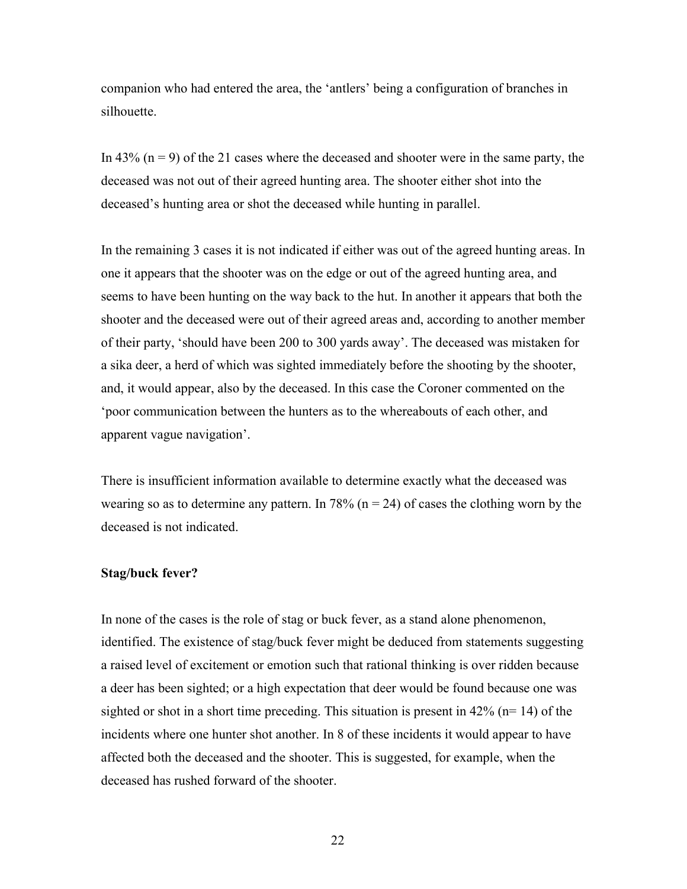companion who had entered the area, the 'antlers' being a configuration of branches in silhouette.

In 43% (n = 9) of the 21 cases where the deceased and shooter were in the same party, the deceased was not out of their agreed hunting area. The shooter either shot into the deceased's hunting area or shot the deceased while hunting in parallel.

In the remaining 3 cases it is not indicated if either was out of the agreed hunting areas. In one it appears that the shooter was on the edge or out of the agreed hunting area, and seems to have been hunting on the way back to the hut. In another it appears that both the shooter and the deceased were out of their agreed areas and, according to another member of their party, 'should have been 200 to 300 yards away'. The deceased was mistaken for a sika deer, a herd of which was sighted immediately before the shooting by the shooter, and, it would appear, also by the deceased. In this case the Coroner commented on the 'poor communication between the hunters as to the whereabouts of each other, and apparent vague navigation'.

There is insufficient information available to determine exactly what the deceased was wearing so as to determine any pattern. In 78% (n = 24) of cases the clothing worn by the deceased is not indicated.

**Stag/buck fever?**

In none of the cases is the role of stag or buck fever, as a stand alone phenomenon, identified. The existence of stag/buck fever might be deduced from statements suggesting a raised level of excitement or emotion such that rational thinking is over ridden because a deer has been sighted; or a high expectation that deer would be found because one was sighted or shot in a short time preceding. This situation is present in 42% (n= 14) of the incidents where one hunter shot another. In 8 of these incidents it would appear to have affected both the deceased and the shooter. This is suggested, for example, when the deceased has rushed forward of the shooter.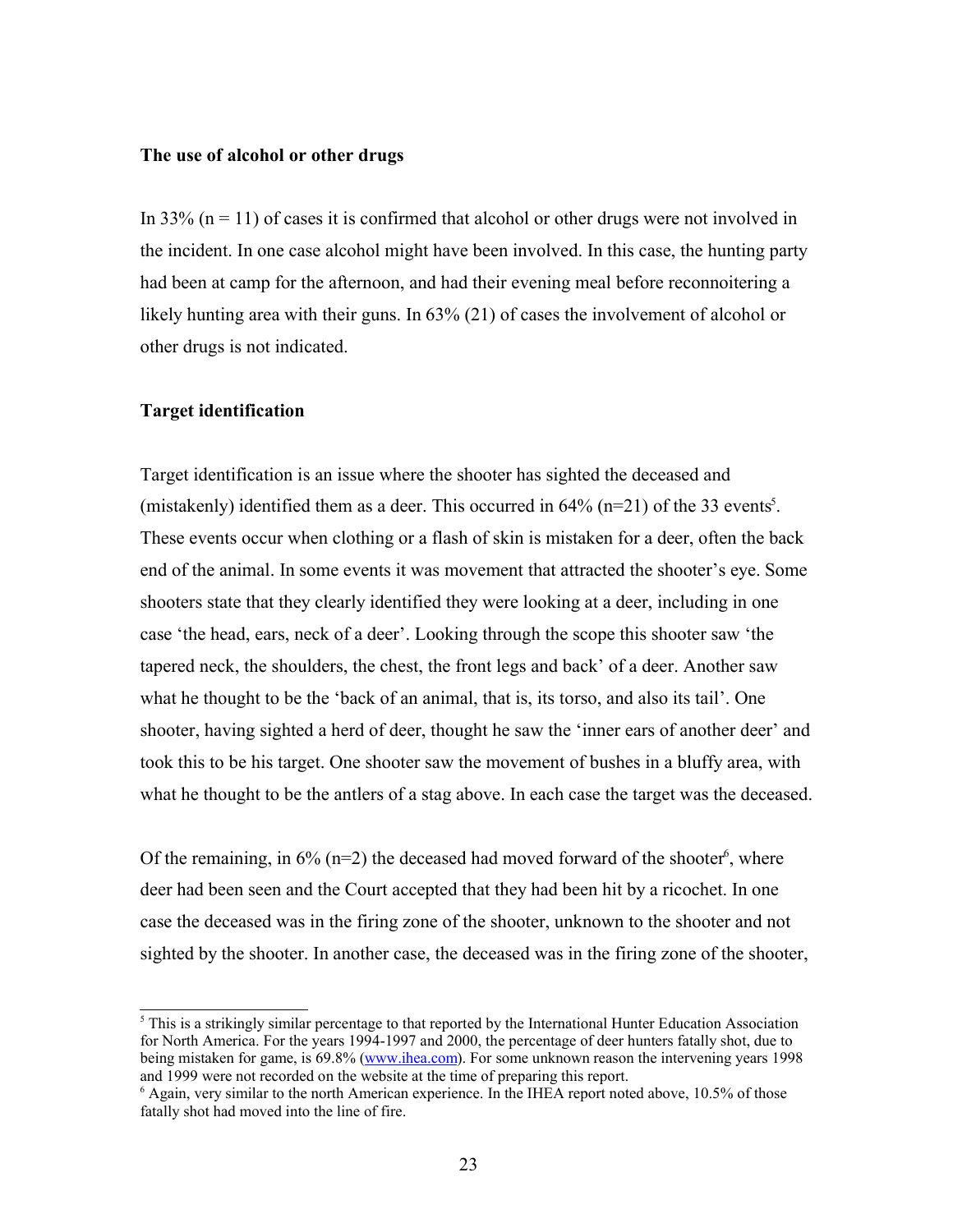**The use of alcohol or other drugs**

In 33% (n = 11) of cases it is confirmed that alcohol or other drugs were not involved in the incident. In one case alcohol might have been involved. In this case, the hunting party had been at camp for the afternoon, and had their evening meal before reconnoitering a likely hunting area with their guns. In 63% (21) of cases the involvement of alcohol or other drugs is not indicated.

**Target identification**

Target identification is an issue where the shooter has sighted the deceased and (mistakenly) identified them as a deer. This occurred in 64% (n=21) of the 33 events[5]. These events occur when clothing or a flash of skin is mistaken for a deer, often the back end of the animal. In some events it was movement that attracted the shooter's eye. Some shooters state that they clearly identified they were looking at a deer, including in one case 'the head, ears, neck of a deer'. Looking through the scope this shooter saw 'the tapered neck, the shoulders, the chest, the front legs and back' of a deer. Another saw what he thought to be the 'back of an animal, that is, its torso, and also its tail'. One shooter, having sighted a herd of deer, thought he saw the 'inner ears of another deer' and took this to be his target. One shooter saw the movement of bushes in a bluffy area, with what he thought to be the antlers of a stag above. In each case the target was the deceased.

Of the remaining, in 6% (n=2) the deceased had moved forward of the shooter[6], where deer had been seen and the Court accepted that they had been hit by a ricochet. In one case the deceased was in the firing zone of the shooter, unknown to the shooter and not sighted by the shooter. In another case, the deceased was in the firing zone of the shooter,

---

[5] This is a strikingly similar percentage to that reported by the International Hunter Education Association for North America. For the years 1994-1997 and 2000, the percentage of deer hunters fatally shot, due to being mistaken for game, is 69.8% (www.ihea.com). For some unknown reason the intervening years 1998 and 1999 were not recorded on the website at the time of preparing this report.

[6] Again, very similar to the north American experience. In the IHEA report noted above, 10.5% of those fatally shot had moved into the line of fire.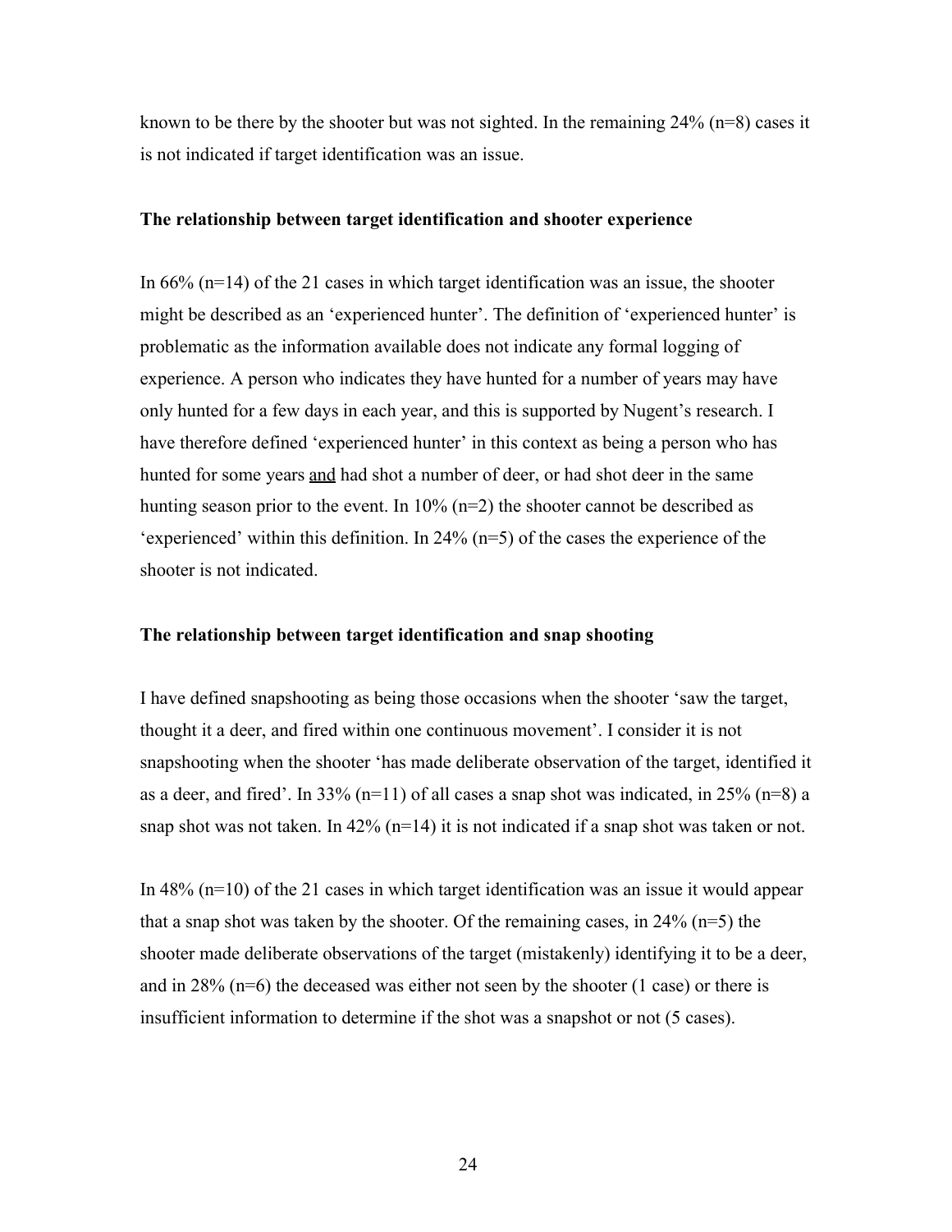known to be there by the shooter but was not sighted. In the remaining 24% (n=8) cases it is not indicated if target identification was an issue.

**The relationship between target identification and shooter experience**

In 66% (n=14) of the 21 cases in which target identification was an issue, the shooter might be described as an 'experienced hunter'. The definition of 'experienced hunter' is problematic as the information available does not indicate any formal logging of experience. A person who indicates they have hunted for a number of years may have only hunted for a few days in each year, and this is supported by Nugent's research. I have therefore defined 'experienced hunter' in this context as being a person who has hunted for some years <u>and</u> had shot a number of deer, or had shot deer in the same hunting season prior to the event. In 10% (n=2) the shooter cannot be described as 'experienced' within this definition. In 24% (n=5) of the cases the experience of the shooter is not indicated.

**The relationship between target identification and snap shooting**

I have defined snapshooting as being those occasions when the shooter 'saw the target, thought it a deer, and fired within one continuous movement'. I consider it is not snapshooting when the shooter 'has made deliberate observation of the target, identified it as a deer, and fired'. In 33% (n=11) of all cases a snap shot was indicated, in 25% (n=8) a snap shot was not taken. In 42% (n=14) it is not indicated if a snap shot was taken or not.

In 48% (n=10) of the 21 cases in which target identification was an issue it would appear that a snap shot was taken by the shooter. Of the remaining cases, in 24% (n=5) the shooter made deliberate observations of the target (mistakenly) identifying it to be a deer, and in 28% (n=6) the deceased was either not seen by the shooter (1 case) or there is insufficient information to determine if the shot was a snapshot or not (5 cases).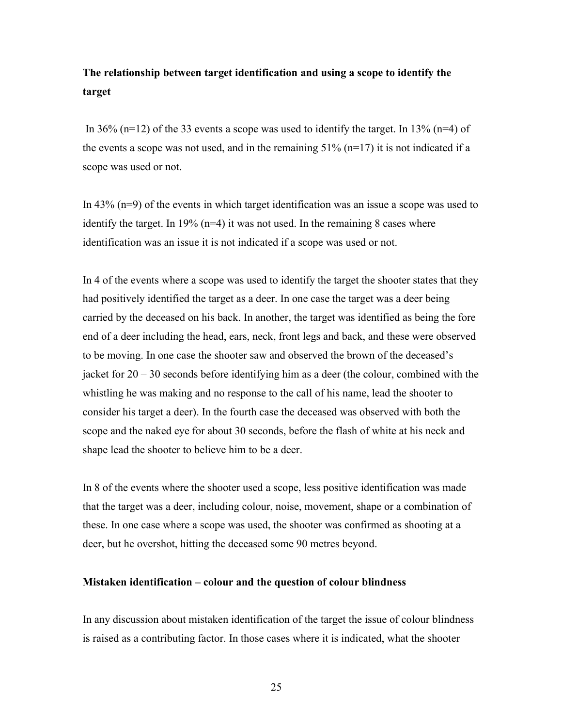**The relationship between target identification and using a scope to identify the target**

In 36% (n=12) of the 33 events a scope was used to identify the target. In 13% (n=4) of the events a scope was not used, and in the remaining 51% (n=17) it is not indicated if a scope was used or not.

In 43% (n=9) of the events in which target identification was an issue a scope was used to identify the target. In 19% (n=4) it was not used. In the remaining 8 cases where identification was an issue it is not indicated if a scope was used or not.

In 4 of the events where a scope was used to identify the target the shooter states that they had positively identified the target as a deer. In one case the target was a deer being carried by the deceased on his back. In another, the target was identified as being the fore end of a deer including the head, ears, neck, front legs and back, and these were observed to be moving. In one case the shooter saw and observed the brown of the deceased's jacket for 20 – 30 seconds before identifying him as a deer (the colour, combined with the whistling he was making and no response to the call of his name, lead the shooter to consider his target a deer). In the fourth case the deceased was observed with both the scope and the naked eye for about 30 seconds, before the flash of white at his neck and shape lead the shooter to believe him to be a deer.

In 8 of the events where the shooter used a scope, less positive identification was made that the target was a deer, including colour, noise, movement, shape or a combination of these. In one case where a scope was used, the shooter was confirmed as shooting at a deer, but he overshot, hitting the deceased some 90 metres beyond.

**Mistaken identification – colour and the question of colour blindness**

In any discussion about mistaken identification of the target the issue of colour blindness is raised as a contributing factor. In those cases where it is indicated, what the shooter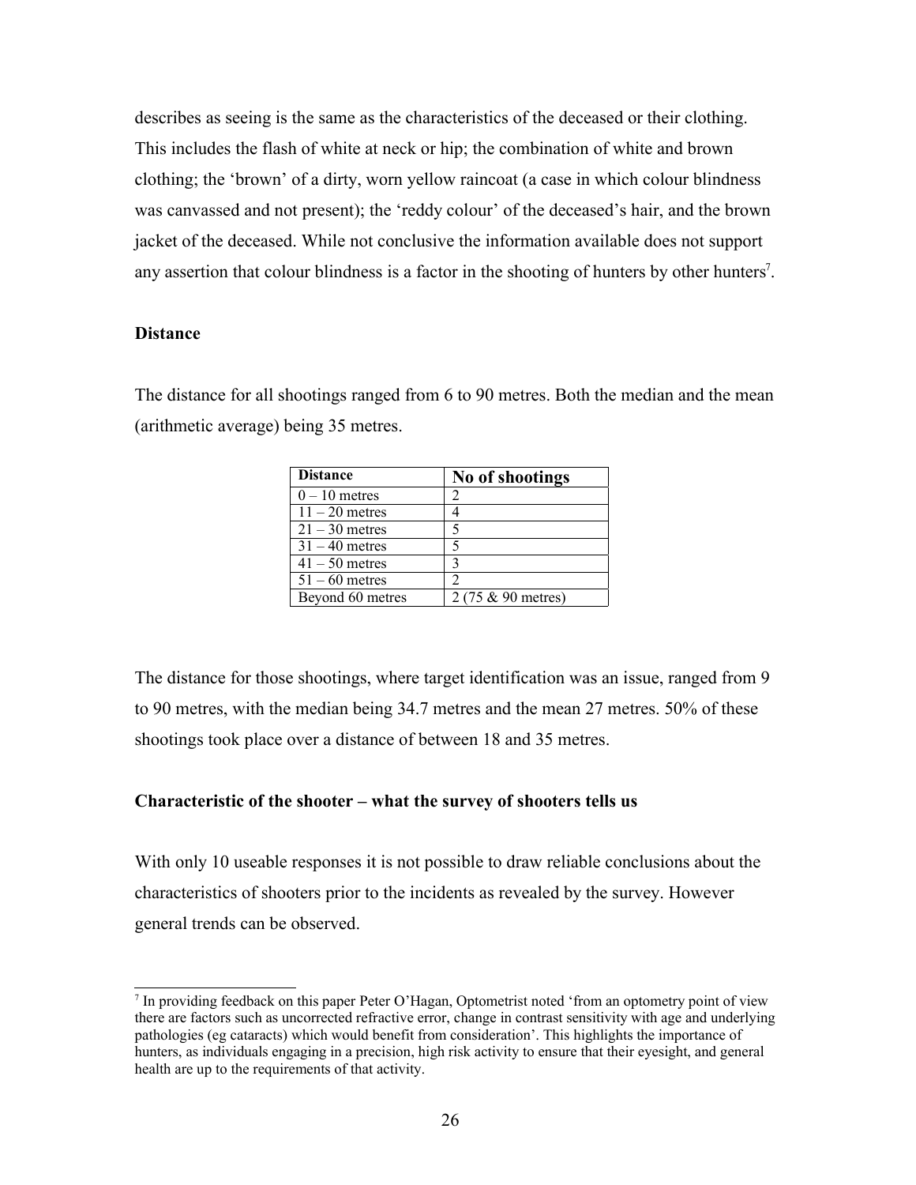describes as seeing is the same as the characteristics of the deceased or their clothing. This includes the flash of white at neck or hip; the combination of white and brown clothing; the 'brown' of a dirty, worn yellow raincoat (a case in which colour blindness was canvassed and not present); the 'reddy colour' of the deceased's hair, and the brown jacket of the deceased. While not conclusive the information available does not support any assertion that colour blindness is a factor in the shooting of hunters by other hunters[7].

**Distance**

The distance for all shootings ranged from 6 to 90 metres. Both the median and the mean (arithmetic average) being 35 metres.

| Distance | No of shootings |
|---|---|
| 0 – 10 metres | 2 |
| 11 – 20 metres | 4 |
| 21 – 30 metres | 5 |
| 31 – 40 metres | 5 |
| 41 – 50 metres | 3 |
| 51 – 60 metres | 2 |
| Beyond 60 metres | 2 (75 & 90 metres) |

The distance for those shootings, where target identification was an issue, ranged from 9 to 90 metres, with the median being 34.7 metres and the mean 27 metres. 50% of these shootings took place over a distance of between 18 and 35 metres.

**Characteristic of the shooter – what the survey of shooters tells us**

With only 10 useable responses it is not possible to draw reliable conclusions about the characteristics of shooters prior to the incidents as revealed by the survey. However general trends can be observed.

[7] In providing feedback on this paper Peter O'Hagan, Optometrist noted 'from an optometry point of view there are factors such as uncorrected refractive error, change in contrast sensitivity with age and underlying pathologies (eg cataracts) which would benefit from consideration'. This highlights the importance of hunters, as individuals engaging in a precision, high risk activity to ensure that their eyesight, and general health are up to the requirements of that activity.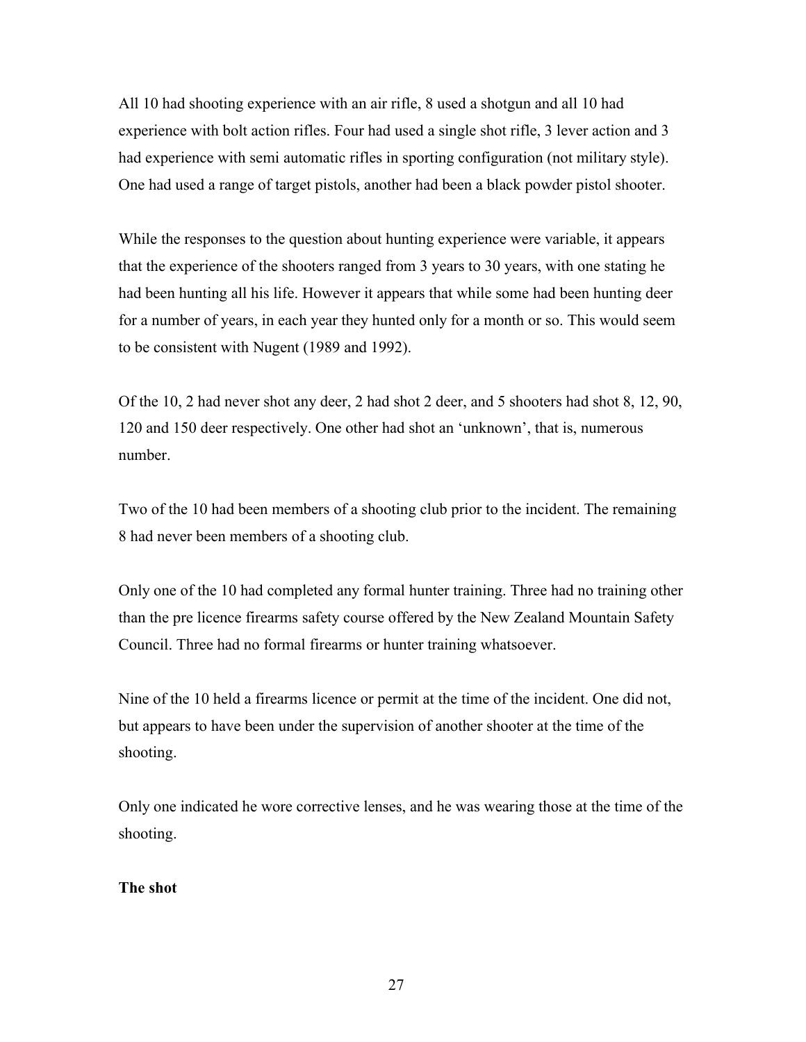All 10 had shooting experience with an air rifle, 8 used a shotgun and all 10 had experience with bolt action rifles. Four had used a single shot rifle, 3 lever action and 3 had experience with semi automatic rifles in sporting configuration (not military style). One had used a range of target pistols, another had been a black powder pistol shooter.

While the responses to the question about hunting experience were variable, it appears that the experience of the shooters ranged from 3 years to 30 years, with one stating he had been hunting all his life. However it appears that while some had been hunting deer for a number of years, in each year they hunted only for a month or so. This would seem to be consistent with Nugent (1989 and 1992).

Of the 10, 2 had never shot any deer, 2 had shot 2 deer, and 5 shooters had shot 8, 12, 90, 120 and 150 deer respectively. One other had shot an 'unknown', that is, numerous number.

Two of the 10 had been members of a shooting club prior to the incident. The remaining 8 had never been members of a shooting club.

Only one of the 10 had completed any formal hunter training. Three had no training other than the pre licence firearms safety course offered by the New Zealand Mountain Safety Council. Three had no formal firearms or hunter training whatsoever.

Nine of the 10 held a firearms licence or permit at the time of the incident. One did not, but appears to have been under the supervision of another shooter at the time of the shooting.

Only one indicated he wore corrective lenses, and he was wearing those at the time of the shooting.

**The shot**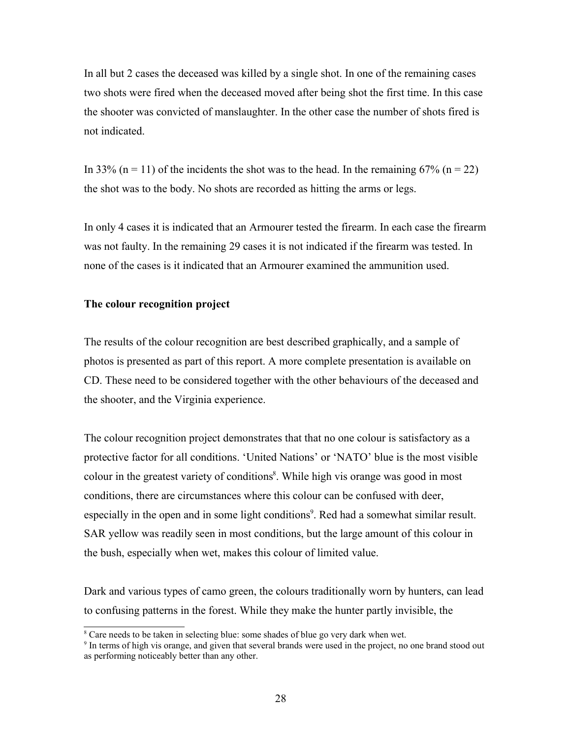In all but 2 cases the deceased was killed by a single shot. In one of the remaining cases two shots were fired when the deceased moved after being shot the first time. In this case the shooter was convicted of manslaughter. In the other case the number of shots fired is not indicated.

In 33% (n = 11) of the incidents the shot was to the head. In the remaining 67% (n = 22) the shot was to the body. No shots are recorded as hitting the arms or legs.

In only 4 cases it is indicated that an Armourer tested the firearm. In each case the firearm was not faulty. In the remaining 29 cases it is not indicated if the firearm was tested. In none of the cases is it indicated that an Armourer examined the ammunition used.

**The colour recognition project**

The results of the colour recognition are best described graphically, and a sample of photos is presented as part of this report. A more complete presentation is available on CD. These need to be considered together with the other behaviours of the deceased and the shooter, and the Virginia experience.

The colour recognition project demonstrates that that no one colour is satisfactory as a protective factor for all conditions. 'United Nations' or 'NATO' blue is the most visible colour in the greatest variety of conditions[8]. While high vis orange was good in most conditions, there are circumstances where this colour can be confused with deer, especially in the open and in some light conditions[9]. Red had a somewhat similar result. SAR yellow was readily seen in most conditions, but the large amount of this colour in the bush, especially when wet, makes this colour of limited value.

Dark and various types of camo green, the colours traditionally worn by hunters, can lead to confusing patterns in the forest. While they make the hunter partly invisible, the

[8] Care needs to be taken in selecting blue: some shades of blue go very dark when wet.

[9] In terms of high vis orange, and given that several brands were used in the project, no one brand stood out as performing noticeably better than any other.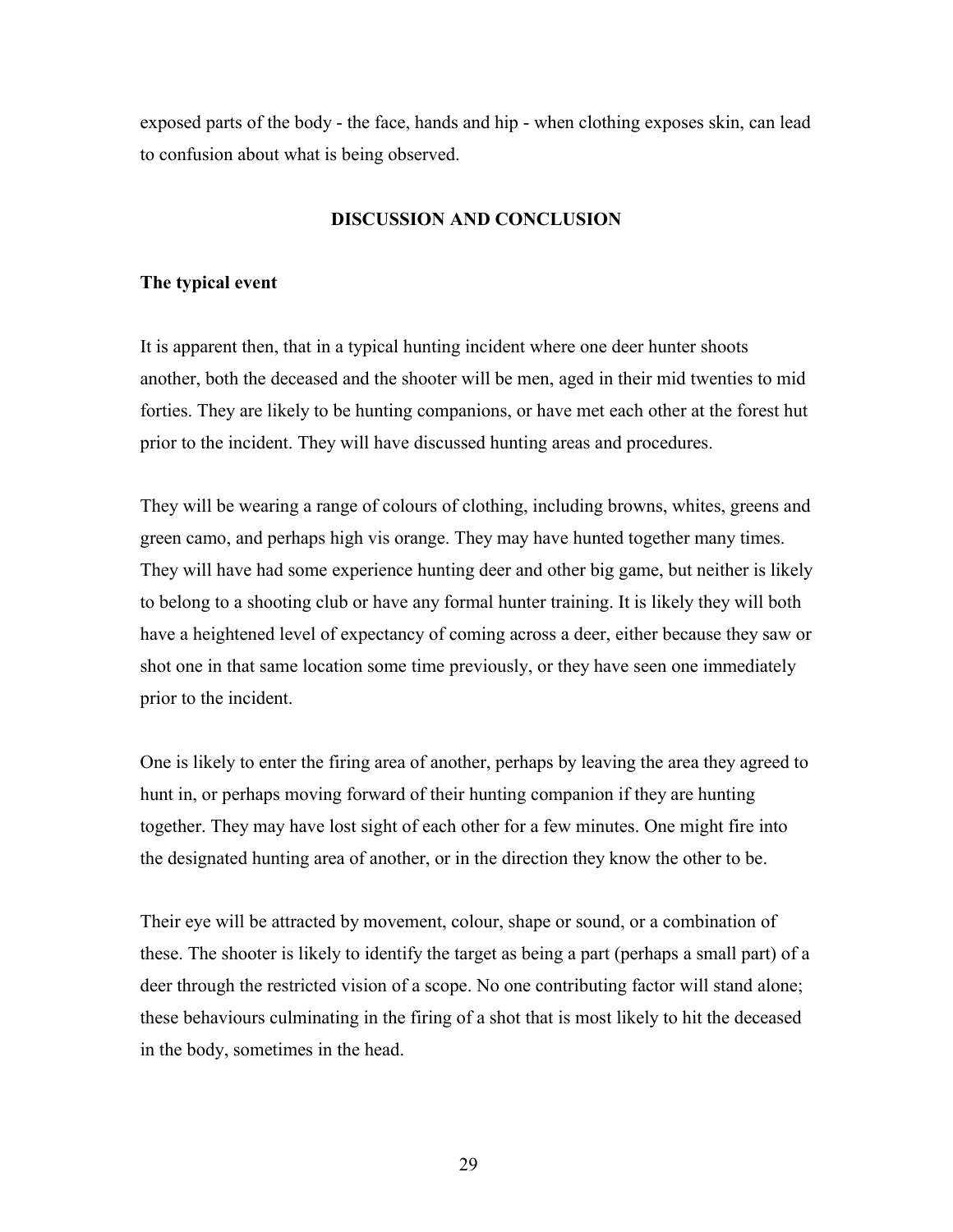exposed parts of the body - the face, hands and hip - when clothing exposes skin, can lead to confusion about what is being observed.

## DISCUSSION AND CONCLUSION

### The typical event

It is apparent then, that in a typical hunting incident where one deer hunter shoots another, both the deceased and the shooter will be men, aged in their mid twenties to mid forties. They are likely to be hunting companions, or have met each other at the forest hut prior to the incident. They will have discussed hunting areas and procedures.

They will be wearing a range of colours of clothing, including browns, whites, greens and green camo, and perhaps high vis orange. They may have hunted together many times. They will have had some experience hunting deer and other big game, but neither is likely to belong to a shooting club or have any formal hunter training. It is likely they will both have a heightened level of expectancy of coming across a deer, either because they saw or shot one in that same location some time previously, or they have seen one immediately prior to the incident.

One is likely to enter the firing area of another, perhaps by leaving the area they agreed to hunt in, or perhaps moving forward of their hunting companion if they are hunting together. They may have lost sight of each other for a few minutes. One might fire into the designated hunting area of another, or in the direction they know the other to be.

Their eye will be attracted by movement, colour, shape or sound, or a combination of these. The shooter is likely to identify the target as being a part (perhaps a small part) of a deer through the restricted vision of a scope. No one contributing factor will stand alone; these behaviours culminating in the firing of a shot that is most likely to hit the deceased in the body, sometimes in the head.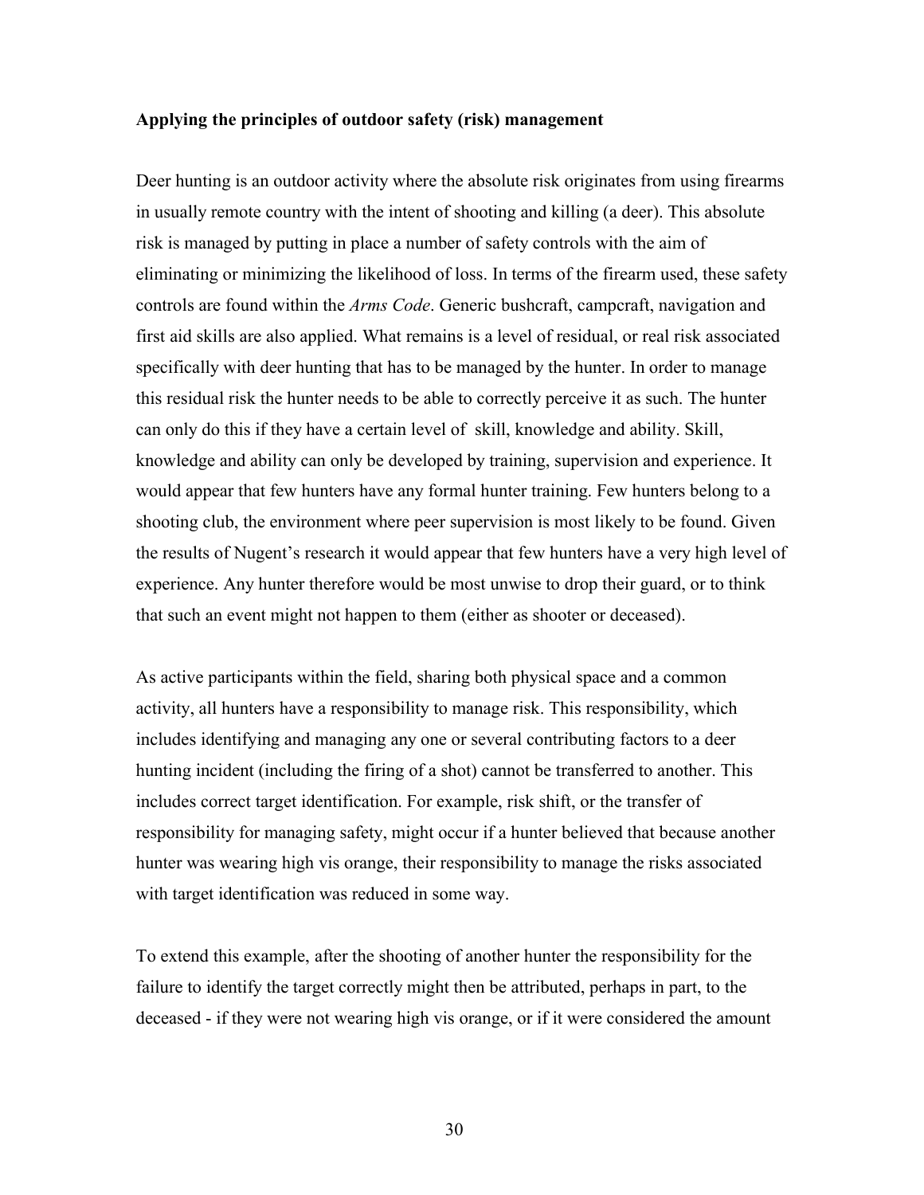**Applying the principles of outdoor safety (risk) management**

Deer hunting is an outdoor activity where the absolute risk originates from using firearms in usually remote country with the intent of shooting and killing (a deer). This absolute risk is managed by putting in place a number of safety controls with the aim of eliminating or minimizing the likelihood of loss. In terms of the firearm used, these safety controls are found within the *Arms Code*. Generic bushcraft, campcraft, navigation and first aid skills are also applied. What remains is a level of residual, or real risk associated specifically with deer hunting that has to be managed by the hunter. In order to manage this residual risk the hunter needs to be able to correctly perceive it as such. The hunter can only do this if they have a certain level of skill, knowledge and ability. Skill, knowledge and ability can only be developed by training, supervision and experience. It would appear that few hunters have any formal hunter training. Few hunters belong to a shooting club, the environment where peer supervision is most likely to be found. Given the results of Nugent's research it would appear that few hunters have a very high level of experience. Any hunter therefore would be most unwise to drop their guard, or to think that such an event might not happen to them (either as shooter or deceased).

As active participants within the field, sharing both physical space and a common activity, all hunters have a responsibility to manage risk. This responsibility, which includes identifying and managing any one or several contributing factors to a deer hunting incident (including the firing of a shot) cannot be transferred to another. This includes correct target identification. For example, risk shift, or the transfer of responsibility for managing safety, might occur if a hunter believed that because another hunter was wearing high vis orange, their responsibility to manage the risks associated with target identification was reduced in some way.

To extend this example, after the shooting of another hunter the responsibility for the failure to identify the target correctly might then be attributed, perhaps in part, to the deceased - if they were not wearing high vis orange, or if it were considered the amount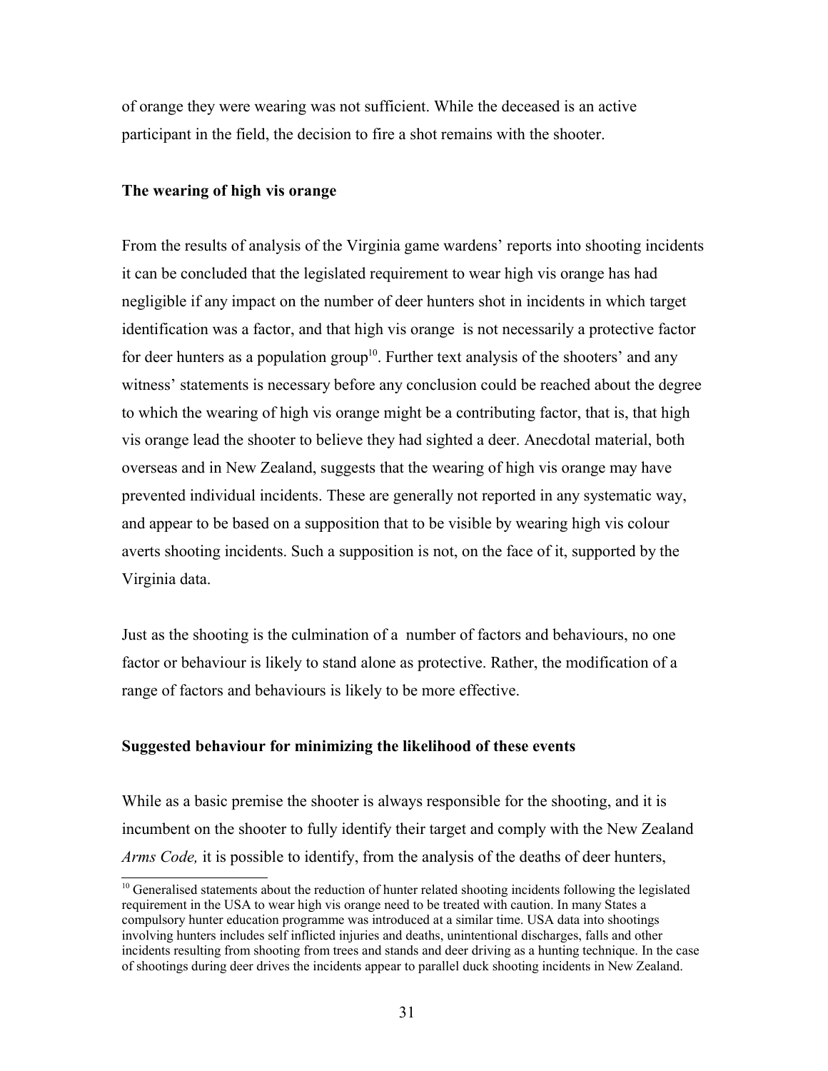of orange they were wearing was not sufficient. While the deceased is an active participant in the field, the decision to fire a shot remains with the shooter.

**The wearing of high vis orange**

From the results of analysis of the Virginia game wardens' reports into shooting incidents it can be concluded that the legislated requirement to wear high vis orange has had negligible if any impact on the number of deer hunters shot in incidents in which target identification was a factor, and that high vis orange is not necessarily a protective factor for deer hunters as a population group[10]. Further text analysis of the shooters' and any witness' statements is necessary before any conclusion could be reached about the degree to which the wearing of high vis orange might be a contributing factor, that is, that high vis orange lead the shooter to believe they had sighted a deer. Anecdotal material, both overseas and in New Zealand, suggests that the wearing of high vis orange may have prevented individual incidents. These are generally not reported in any systematic way, and appear to be based on a supposition that to be visible by wearing high vis colour averts shooting incidents. Such a supposition is not, on the face of it, supported by the Virginia data.

Just as the shooting is the culmination of a number of factors and behaviours, no one factor or behaviour is likely to stand alone as protective. Rather, the modification of a range of factors and behaviours is likely to be more effective.

**Suggested behaviour for minimizing the likelihood of these events**

While as a basic premise the shooter is always responsible for the shooting, and it is incumbent on the shooter to fully identify their target and comply with the New Zealand *Arms Code,* it is possible to identify, from the analysis of the deaths of deer hunters,

[10] Generalised statements about the reduction of hunter related shooting incidents following the legislated requirement in the USA to wear high vis orange need to be treated with caution. In many States a compulsory hunter education programme was introduced at a similar time. USA data into shootings involving hunters includes self inflicted injuries and deaths, unintentional discharges, falls and other incidents resulting from shooting from trees and stands and deer driving as a hunting technique. In the case of shootings during deer drives the incidents appear to parallel duck shooting incidents in New Zealand.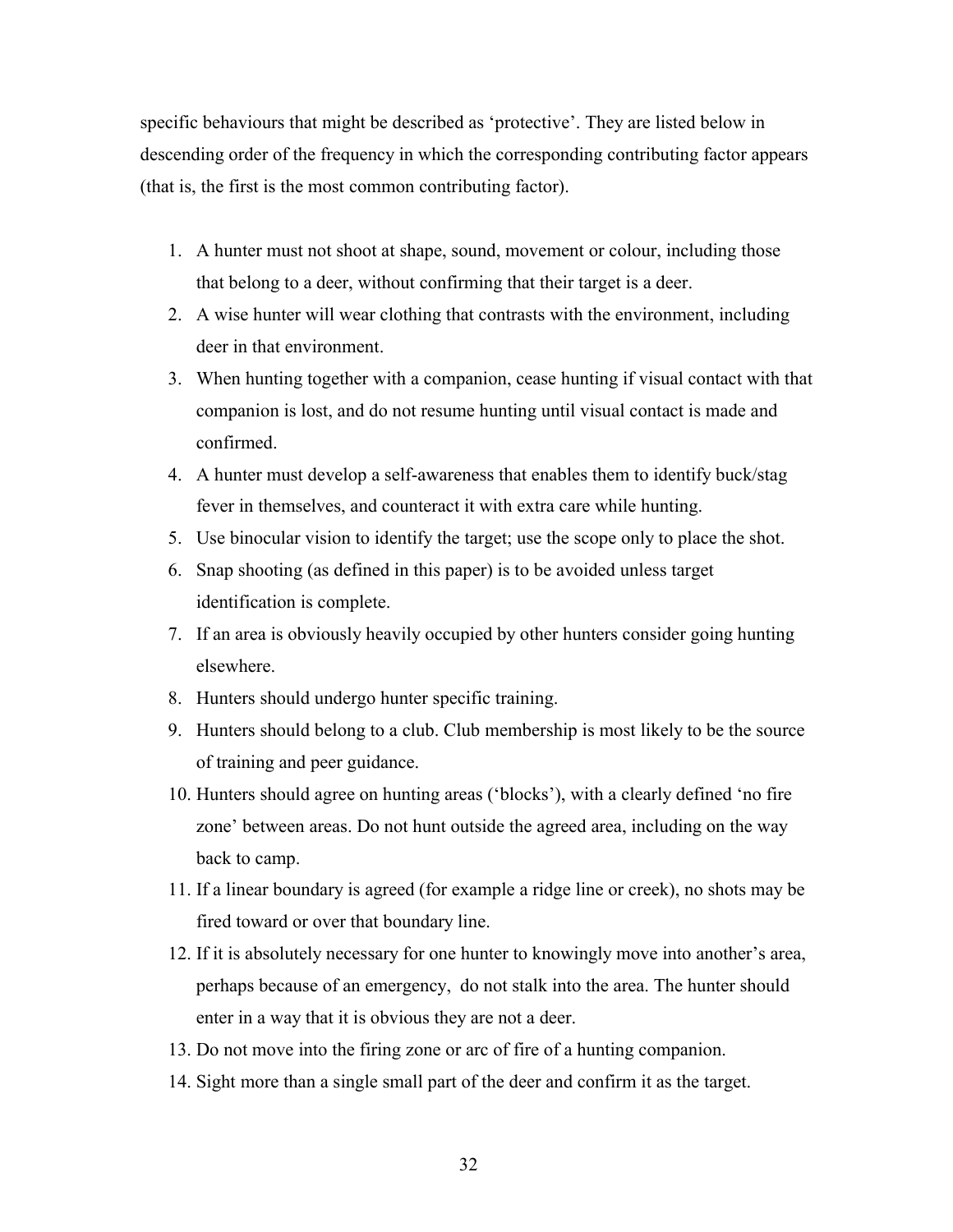specific behaviours that might be described as 'protective'. They are listed below in descending order of the frequency in which the corresponding contributing factor appears (that is, the first is the most common contributing factor).

1. A hunter must not shoot at shape, sound, movement or colour, including those that belong to a deer, without confirming that their target is a deer.
2. A wise hunter will wear clothing that contrasts with the environment, including deer in that environment.
3. When hunting together with a companion, cease hunting if visual contact with that companion is lost, and do not resume hunting until visual contact is made and confirmed.
4. A hunter must develop a self-awareness that enables them to identify buck/stag fever in themselves, and counteract it with extra care while hunting.
5. Use binocular vision to identify the target; use the scope only to place the shot.
6. Snap shooting (as defined in this paper) is to be avoided unless target identification is complete.
7. If an area is obviously heavily occupied by other hunters consider going hunting elsewhere.
8. Hunters should undergo hunter specific training.
9. Hunters should belong to a club. Club membership is most likely to be the source of training and peer guidance.
10. Hunters should agree on hunting areas ('blocks'), with a clearly defined 'no fire zone' between areas. Do not hunt outside the agreed area, including on the way back to camp.
11. If a linear boundary is agreed (for example a ridge line or creek), no shots may be fired toward or over that boundary line.
12. If it is absolutely necessary for one hunter to knowingly move into another's area, perhaps because of an emergency, do not stalk into the area. The hunter should enter in a way that it is obvious they are not a deer.
13. Do not move into the firing zone or arc of fire of a hunting companion.
14. Sight more than a single small part of the deer and confirm it as the target.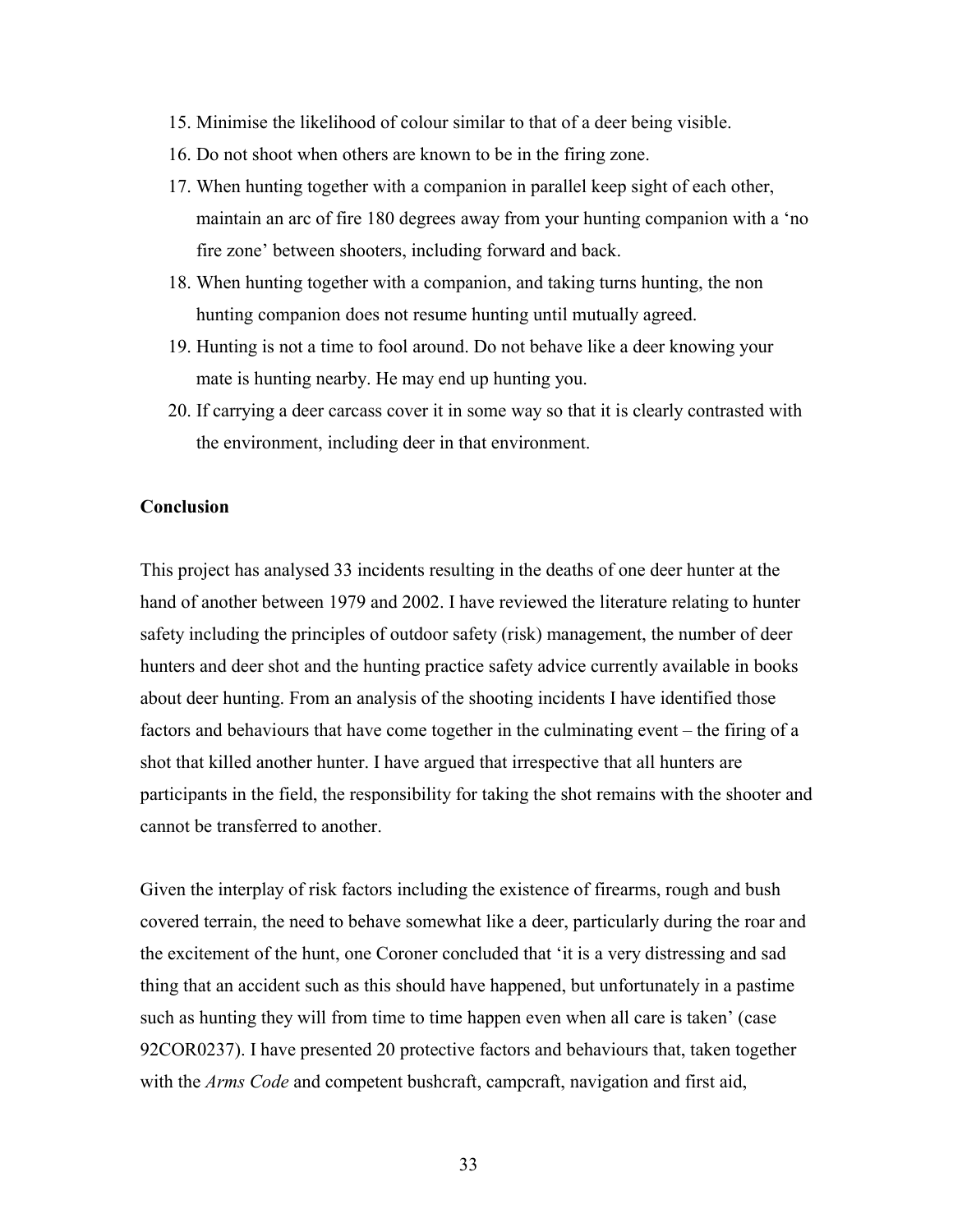15. Minimise the likelihood of colour similar to that of a deer being visible.
16. Do not shoot when others are known to be in the firing zone.
17. When hunting together with a companion in parallel keep sight of each other, maintain an arc of fire 180 degrees away from your hunting companion with a 'no fire zone' between shooters, including forward and back.
18. When hunting together with a companion, and taking turns hunting, the non hunting companion does not resume hunting until mutually agreed.
19. Hunting is not a time to fool around. Do not behave like a deer knowing your mate is hunting nearby. He may end up hunting you.
20. If carrying a deer carcass cover it in some way so that it is clearly contrasted with the environment, including deer in that environment.

**Conclusion**

This project has analysed 33 incidents resulting in the deaths of one deer hunter at the hand of another between 1979 and 2002. I have reviewed the literature relating to hunter safety including the principles of outdoor safety (risk) management, the number of deer hunters and deer shot and the hunting practice safety advice currently available in books about deer hunting. From an analysis of the shooting incidents I have identified those factors and behaviours that have come together in the culminating event – the firing of a shot that killed another hunter. I have argued that irrespective that all hunters are participants in the field, the responsibility for taking the shot remains with the shooter and cannot be transferred to another.

Given the interplay of risk factors including the existence of firearms, rough and bush covered terrain, the need to behave somewhat like a deer, particularly during the roar and the excitement of the hunt, one Coroner concluded that 'it is a very distressing and sad thing that an accident such as this should have happened, but unfortunately in a pastime such as hunting they will from time to time happen even when all care is taken' (case 92COR0237). I have presented 20 protective factors and behaviours that, taken together with the *Arms Code* and competent bushcraft, campcraft, navigation and first aid,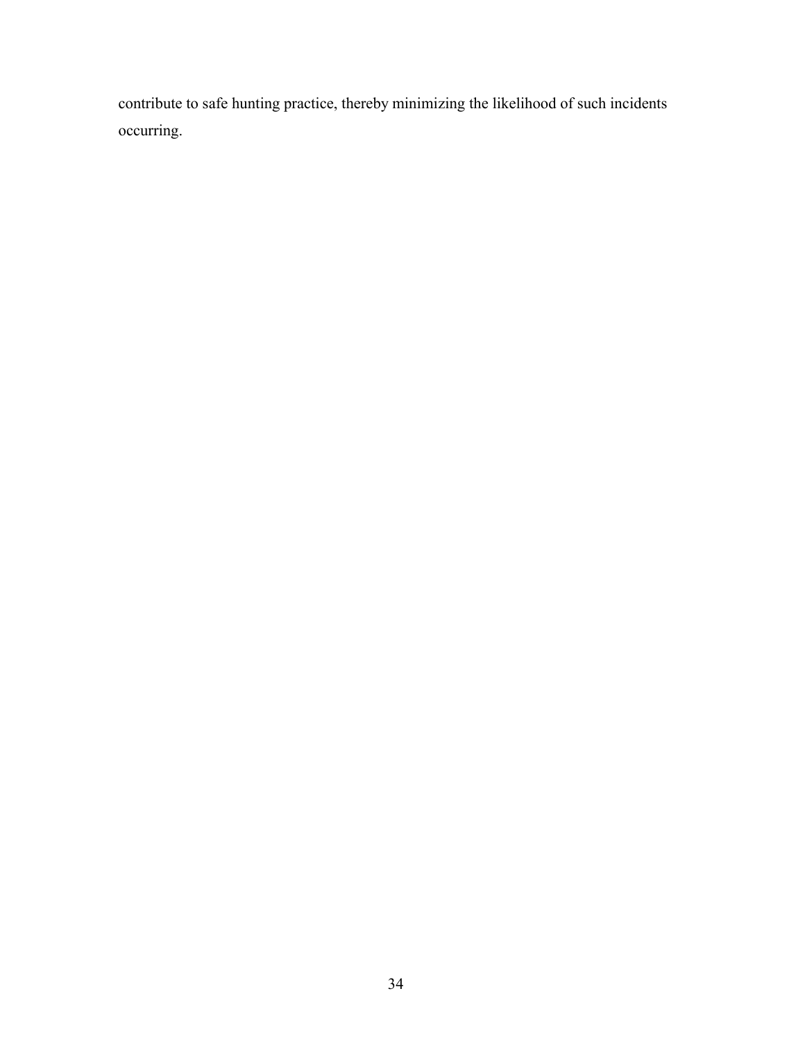contribute to safe hunting practice, thereby minimizing the likelihood of such incidents occurring.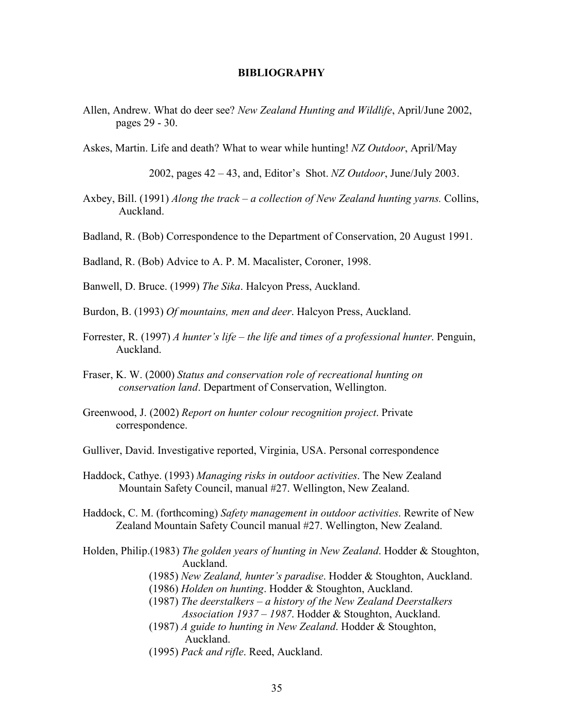# BIBLIOGRAPHY

Allen, Andrew. What do deer see? *New Zealand Hunting and Wildlife*, April/June 2002, pages 29 - 30.

Askes, Martin. Life and death? What to wear while hunting! *NZ Outdoor*, April/May 2002, pages 42 – 43, and, Editor's Shot. *NZ Outdoor*, June/July 2003.

Axbey, Bill. (1991) *Along the track – a collection of New Zealand hunting yarns.* Collins, Auckland.

Badland, R. (Bob) Correspondence to the Department of Conservation, 20 August 1991.

Badland, R. (Bob) Advice to A. P. M. Macalister, Coroner, 1998.

Banwell, D. Bruce. (1999) *The Sika*. Halcyon Press, Auckland.

Burdon, B. (1993) *Of mountains, men and deer*. Halcyon Press, Auckland.

Forrester, R. (1997) *A hunter's life – the life and times of a professional hunter*. Penguin, Auckland.

Fraser, K. W. (2000) *Status and conservation role of recreational hunting on conservation land*. Department of Conservation, Wellington.

Greenwood, J. (2002) *Report on hunter colour recognition project*. Private correspondence.

Gulliver, David. Investigative reported, Virginia, USA. Personal correspondence

Haddock, Cathye. (1993) *Managing risks in outdoor activities*. The New Zealand Mountain Safety Council, manual #27. Wellington, New Zealand.

Haddock, C. M. (forthcoming) *Safety management in outdoor activities*. Rewrite of New Zealand Mountain Safety Council manual #27. Wellington, New Zealand.

Holden, Philip.(1983) *The golden years of hunting in New Zealand*. Hodder & Stoughton, Auckland.
(1985) *New Zealand, hunter's paradise*. Hodder & Stoughton, Auckland.
(1986) *Holden on hunting*. Hodder & Stoughton, Auckland.
(1987) *The deerstalkers – a history of the New Zealand Deerstalkers Association 1937 – 1987*. Hodder & Stoughton, Auckland.
(1987) *A guide to hunting in New Zealand*. Hodder & Stoughton, Auckland.
(1995) *Pack and rifle*. Reed, Auckland.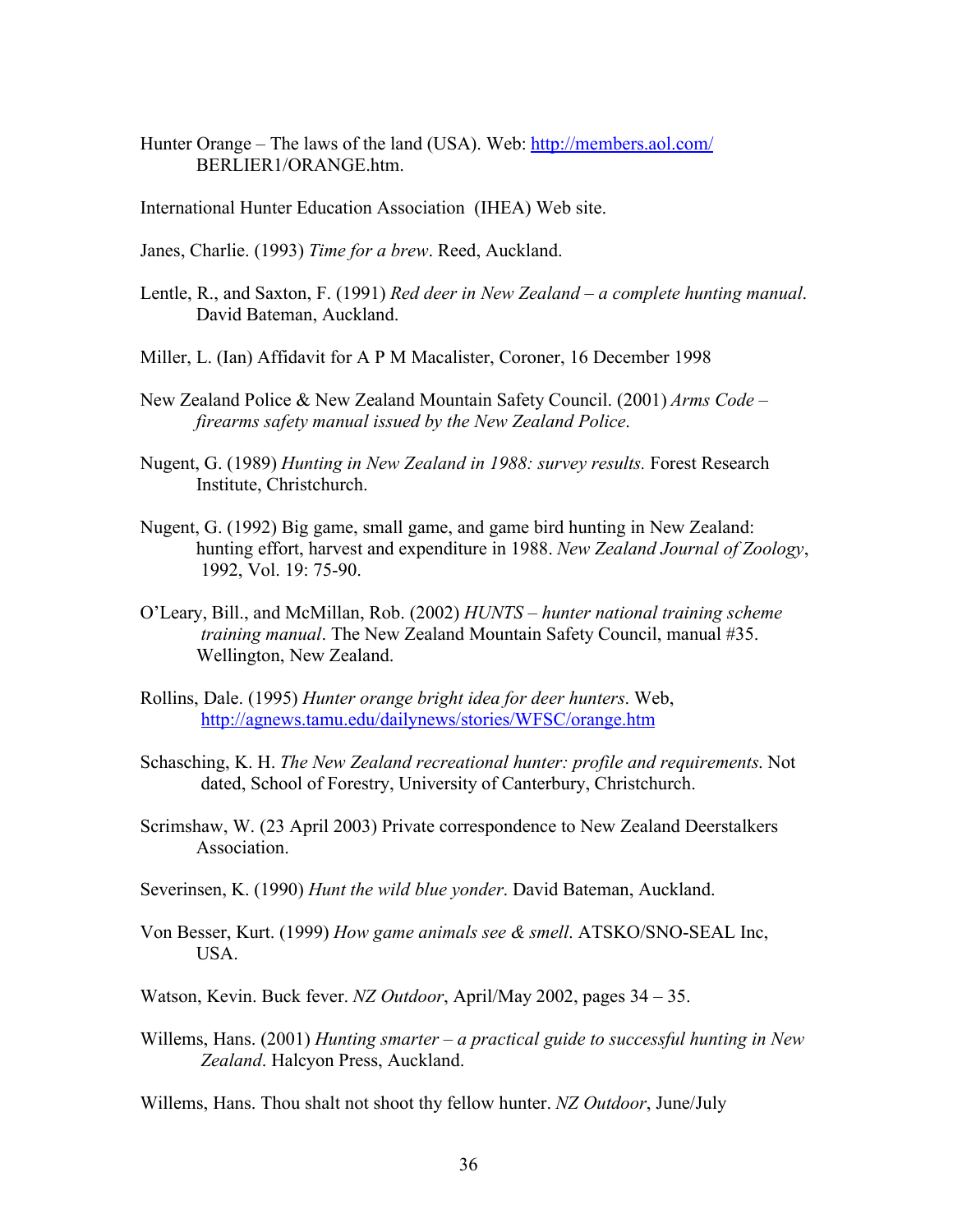Hunter Orange – The laws of the land (USA). Web: http://members.aol.com/BERLIER1/ORANGE.htm.

International Hunter Education Association (IHEA) Web site.

Janes, Charlie. (1993) *Time for a brew*. Reed, Auckland.

Lentle, R., and Saxton, F. (1991) *Red deer in New Zealand – a complete hunting manual*. David Bateman, Auckland.

Miller, L. (Ian) Affidavit for A P M Macalister, Coroner, 16 December 1998

New Zealand Police & New Zealand Mountain Safety Council. (2001) *Arms Code – firearms safety manual issued by the New Zealand Police*.

Nugent, G. (1989) *Hunting in New Zealand in 1988: survey results.* Forest Research Institute, Christchurch.

Nugent, G. (1992) Big game, small game, and game bird hunting in New Zealand: hunting effort, harvest and expenditure in 1988. *New Zealand Journal of Zoology*, 1992, Vol. 19: 75-90.

O'Leary, Bill., and McMillan, Rob. (2002) *HUNTS – hunter national training scheme training manual*. The New Zealand Mountain Safety Council, manual #35. Wellington, New Zealand.

Rollins, Dale. (1995) *Hunter orange bright idea for deer hunters*. Web, http://agnews.tamu.edu/dailynews/stories/WFSC/orange.htm

Schasching, K. H. *The New Zealand recreational hunter: profile and requirements*. Not dated, School of Forestry, University of Canterbury, Christchurch.

Scrimshaw, W. (23 April 2003) Private correspondence to New Zealand Deerstalkers Association.

Severinsen, K. (1990) *Hunt the wild blue yonder*. David Bateman, Auckland.

Von Besser, Kurt. (1999) *How game animals see & smell*. ATSKO/SNO-SEAL Inc, USA.

Watson, Kevin. Buck fever. *NZ Outdoor*, April/May 2002, pages 34 – 35.

Willems, Hans. (2001) *Hunting smarter – a practical guide to successful hunting in New Zealand*. Halcyon Press, Auckland.

Willems, Hans. Thou shalt not shoot thy fellow hunter. *NZ Outdoor*, June/July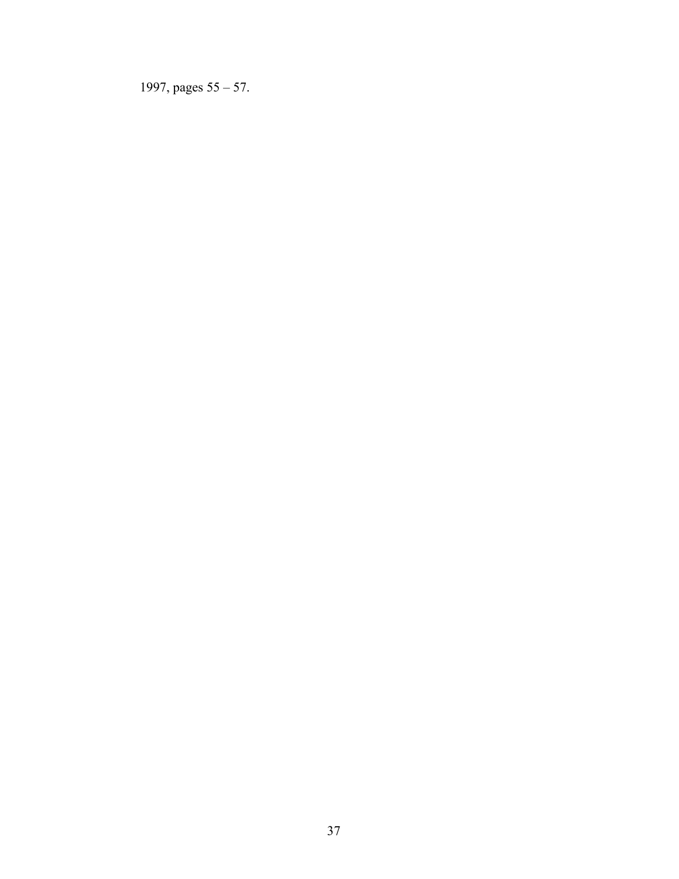1997, pages 55 – 57.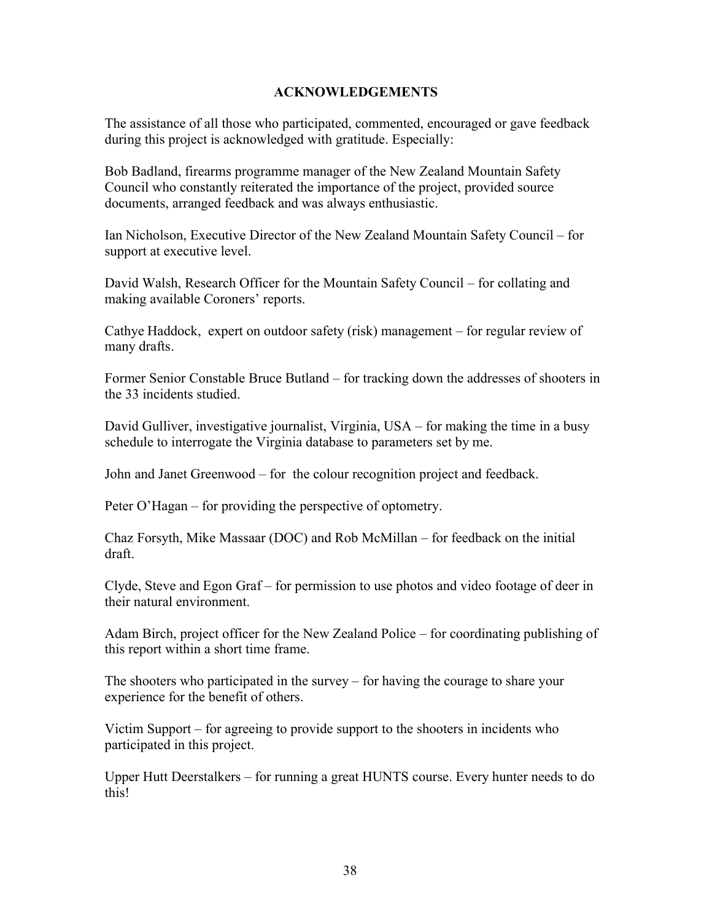# ACKNOWLEDGEMENTS

The assistance of all those who participated, commented, encouraged or gave feedback during this project is acknowledged with gratitude. Especially:

Bob Badland, firearms programme manager of the New Zealand Mountain Safety Council who constantly reiterated the importance of the project, provided source documents, arranged feedback and was always enthusiastic.

Ian Nicholson, Executive Director of the New Zealand Mountain Safety Council – for support at executive level.

David Walsh, Research Officer for the Mountain Safety Council – for collating and making available Coroners' reports.

Cathye Haddock, expert on outdoor safety (risk) management – for regular review of many drafts.

Former Senior Constable Bruce Butland – for tracking down the addresses of shooters in the 33 incidents studied.

David Gulliver, investigative journalist, Virginia, USA – for making the time in a busy schedule to interrogate the Virginia database to parameters set by me.

John and Janet Greenwood – for the colour recognition project and feedback.

Peter O'Hagan – for providing the perspective of optometry.

Chaz Forsyth, Mike Massaar (DOC) and Rob McMillan – for feedback on the initial draft.

Clyde, Steve and Egon Graf – for permission to use photos and video footage of deer in their natural environment.

Adam Birch, project officer for the New Zealand Police – for coordinating publishing of this report within a short time frame.

The shooters who participated in the survey – for having the courage to share your experience for the benefit of others.

Victim Support – for agreeing to provide support to the shooters in incidents who participated in this project.

Upper Hutt Deerstalkers – for running a great HUNTS course. Every hunter needs to do this!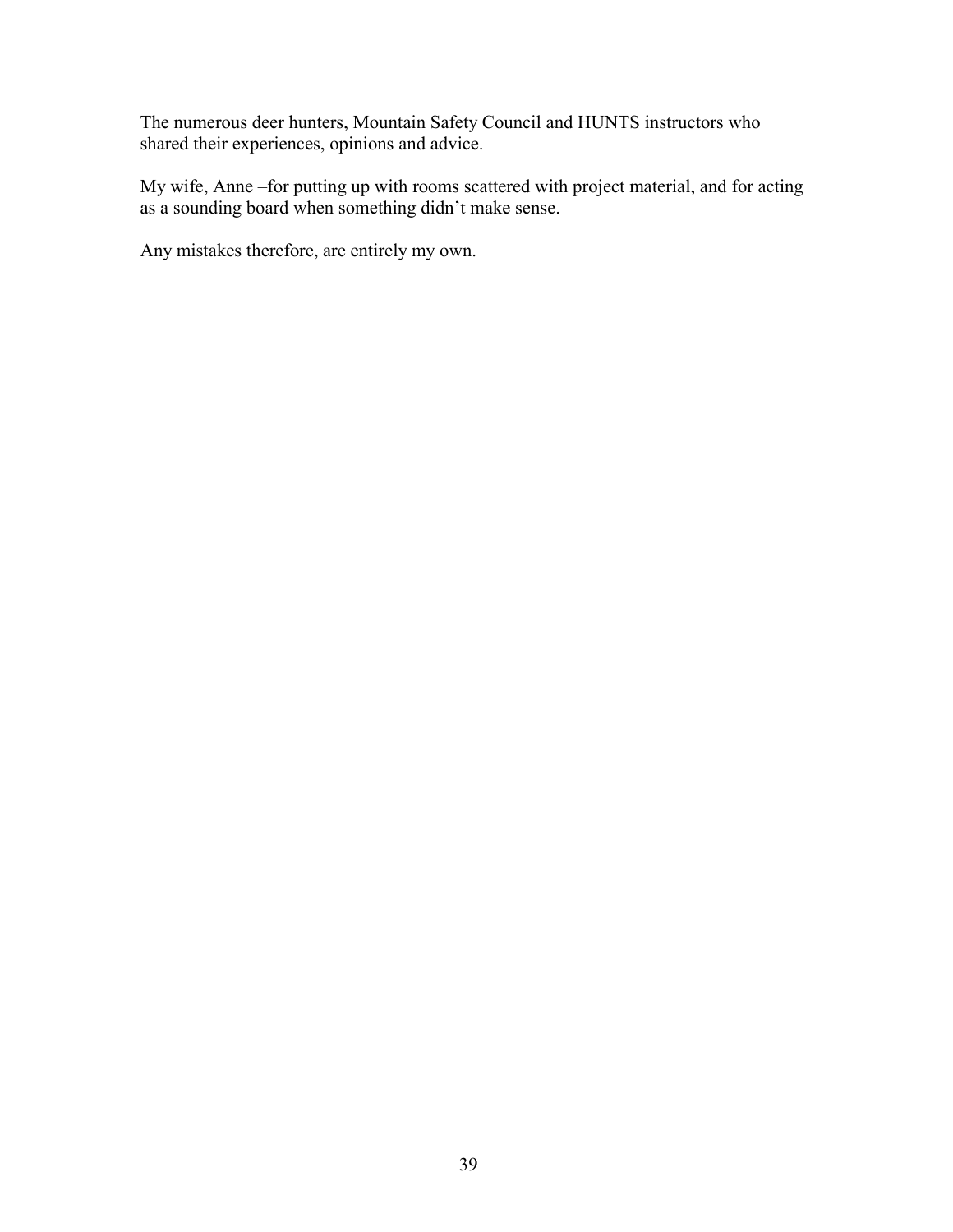The numerous deer hunters, Mountain Safety Council and HUNTS instructors who shared their experiences, opinions and advice.

My wife, Anne –for putting up with rooms scattered with project material, and for acting as a sounding board when something didn't make sense.

Any mistakes therefore, are entirely my own.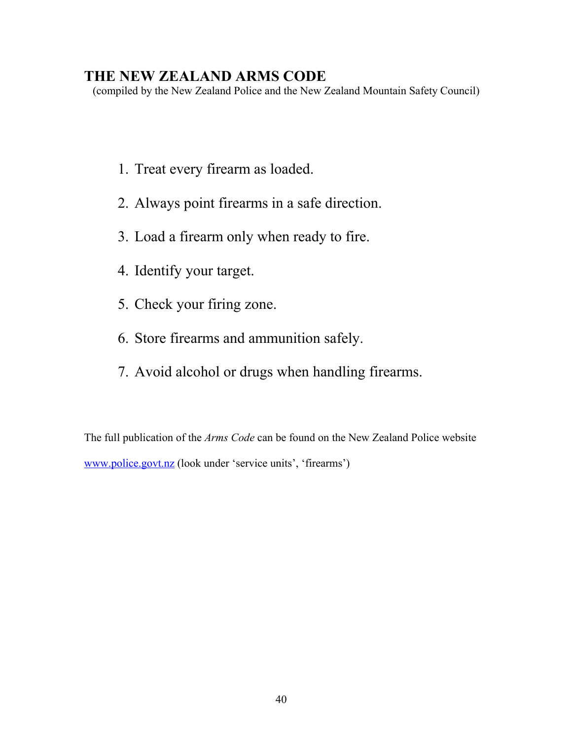# THE NEW ZEALAND ARMS CODE

(compiled by the New Zealand Police and the New Zealand Mountain Safety Council)

1. Treat every firearm as loaded.
2. Always point firearms in a safe direction.
3. Load a firearm only when ready to fire.
4. Identify your target.
5. Check your firing zone.
6. Store firearms and ammunition safely.
7. Avoid alcohol or drugs when handling firearms.

The full publication of the *Arms Code* can be found on the New Zealand Police website [www.police.govt.nz](http://www.police.govt.nz) (look under 'service units', 'firearms')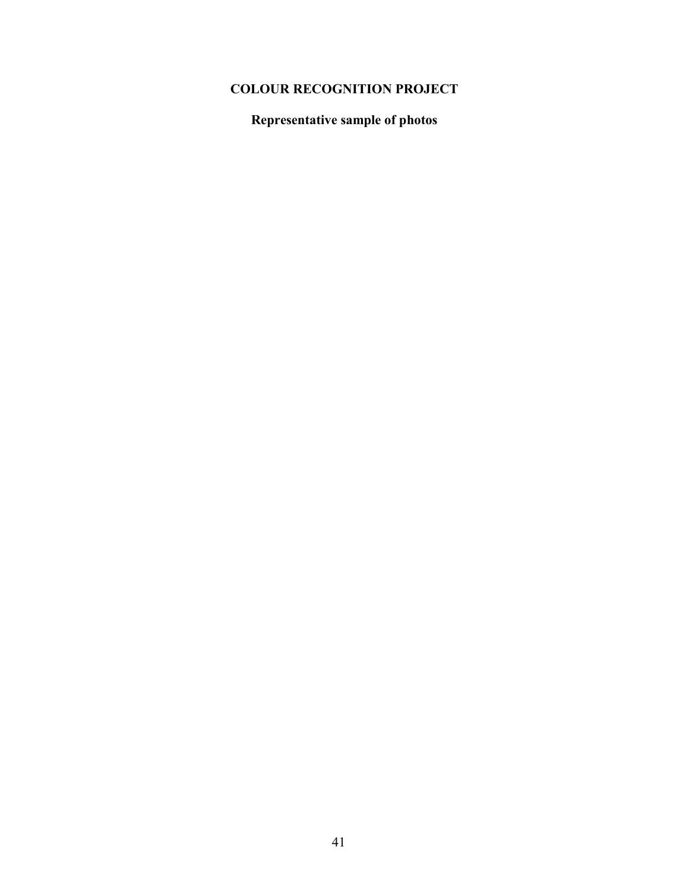**COLOUR RECOGNITION PROJECT**

**Representative sample of photos**